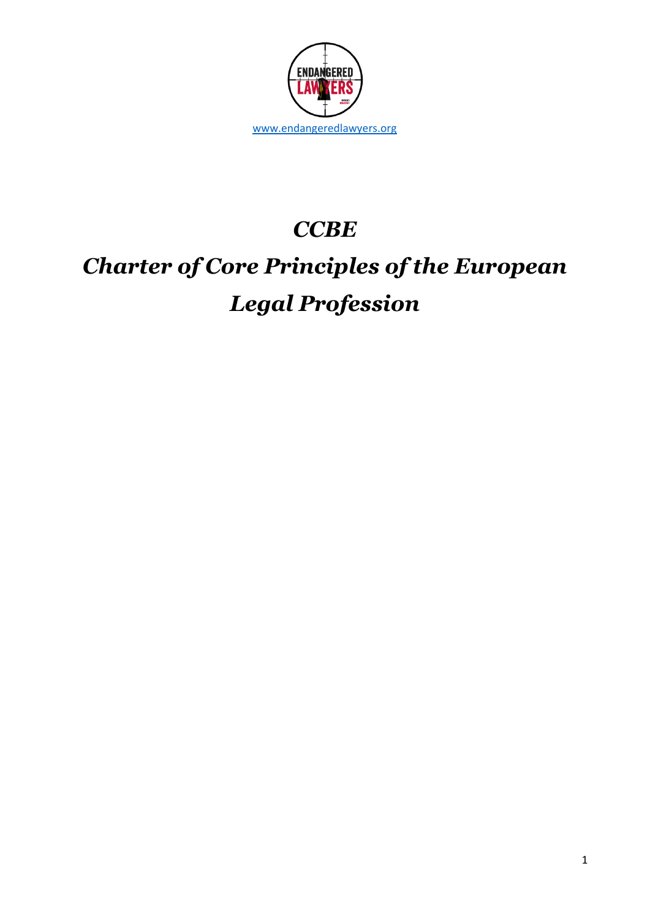www.endangeredlawyers.org

# *CCBE*

# *Charter of Core Principles of the European Legal Profession*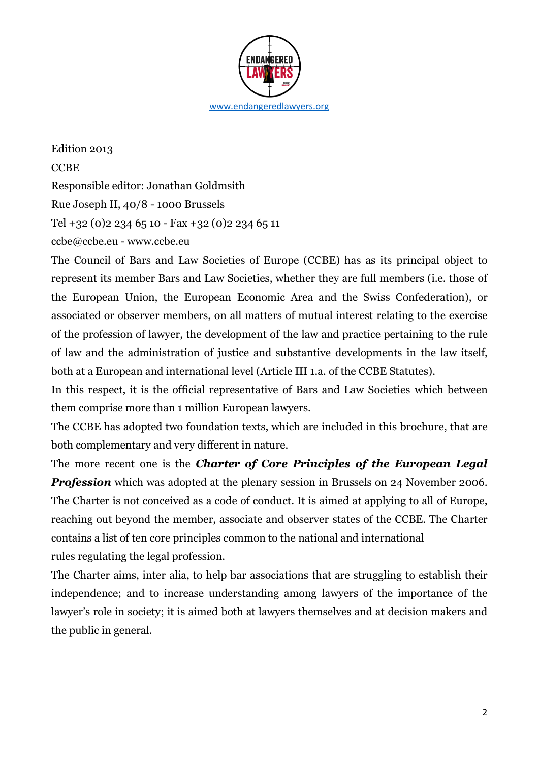www.endangeredlawyers.org

Edition 2013

CCBE

Responsible editor: Jonathan Goldmsith

Rue Joseph II, 40/8 - 1000 Brussels

Tel +32 (0)2 234 65 10 - Fax +32 (0)2 234 65 11

ccbe@ccbe.eu - www.ccbe.eu

The Council of Bars and Law Societies of Europe (CCBE) has as its principal object to represent its member Bars and Law Societies, whether they are full members (i.e. those of the European Union, the European Economic Area and the Swiss Confederation), or associated or observer members, on all matters of mutual interest relating to the exercise of the profession of lawyer, the development of the law and practice pertaining to the rule of law and the administration of justice and substantive developments in the law itself, both at a European and international level (Article III 1.a. of the CCBE Statutes).

In this respect, it is the official representative of Bars and Law Societies which between them comprise more than 1 million European lawyers.

The CCBE has adopted two foundation texts, which are included in this brochure, that are both complementary and very different in nature.

The more recent one is the ***Charter of Core Principles of the European Legal Profession*** which was adopted at the plenary session in Brussels on 24 November 2006. The Charter is not conceived as a code of conduct. It is aimed at applying to all of Europe, reaching out beyond the member, associate and observer states of the CCBE. The Charter contains a list of ten core principles common to the national and international rules regulating the legal profession.

The Charter aims, inter alia, to help bar associations that are struggling to establish their independence; and to increase understanding among lawyers of the importance of the lawyer's role in society; it is aimed both at lawyers themselves and at decision makers and the public in general.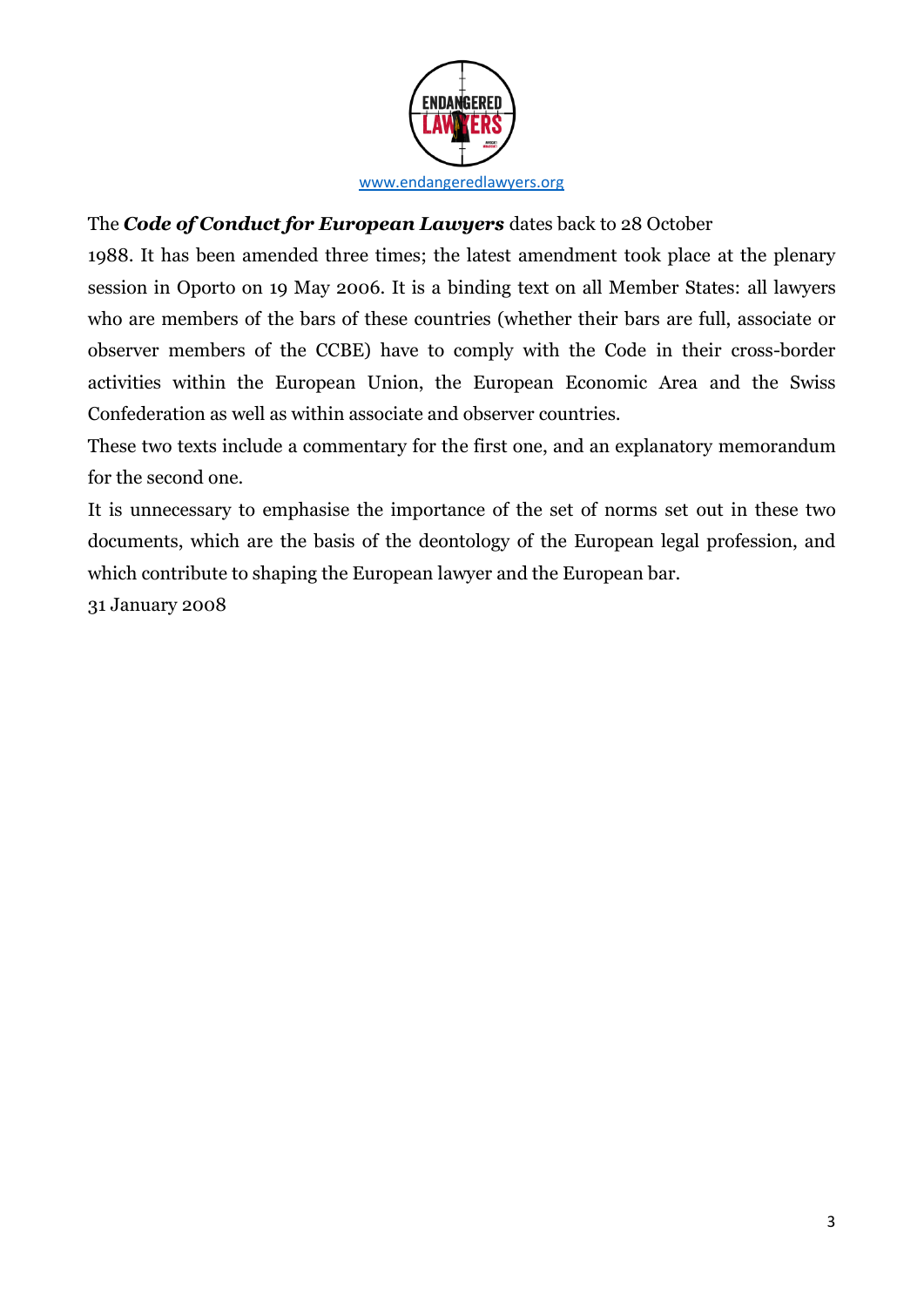www.endangeredlawyers.org

The ***Code of Conduct for European Lawyers*** dates back to 28 October 1988. It has been amended three times; the latest amendment took place at the plenary session in Oporto on 19 May 2006. It is a binding text on all Member States: all lawyers who are members of the bars of these countries (whether their bars are full, associate or observer members of the CCBE) have to comply with the Code in their cross-border activities within the European Union, the European Economic Area and the Swiss Confederation as well as within associate and observer countries.

These two texts include a commentary for the first one, and an explanatory memorandum for the second one.

It is unnecessary to emphasise the importance of the set of norms set out in these two documents, which are the basis of the deontology of the European legal profession, and which contribute to shaping the European lawyer and the European bar.

31 January 2008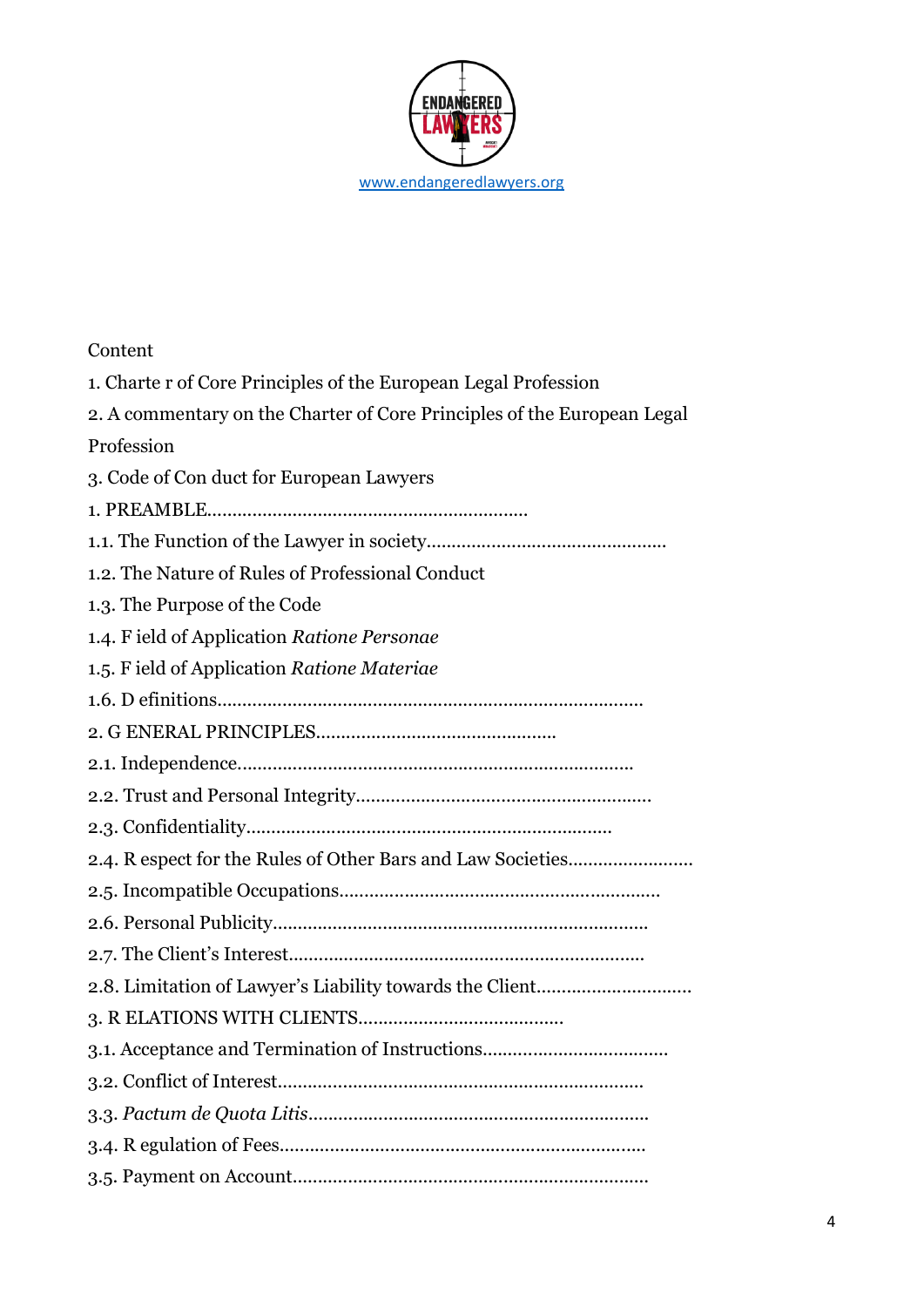www.endangeredlawyers.org

Content

1. Charte r of Core Principles of the European Legal Profession
2. A commentary on the Charter of Core Principles of the European Legal Profession
3. Code of Con duct for European Lawyers

1. PREAMBLE................................................................
1.1. The Function of the Lawyer in society................................................
1.2. The Nature of Rules of Professional Conduct
1.3. The Purpose of the Code
1.4. F ield of Application *Ratione Personae*
1.5. F ield of Application *Ratione Materiae*
1.6. D efinitions....................................................................................
2. G ENERAL PRINCIPLES...............................................
2.1. Independence..............................................................................
2.2. Trust and Personal Integrity..........................................................
2.3. Confidentiality........................................................................
2.4. R espect for the Rules of Other Bars and Law Societies.........................
2.5. Incompatible Occupations...............................................................
2.6. Personal Publicity..........................................................................
2.7. The Client's Interest......................................................................
2.8. Limitation of Lawyer's Liability towards the Client..............................
3. R ELATIONS WITH CLIENTS........................................
3.1. Acceptance and Termination of Instructions....................................
3.2. Conflict of Interest........................................................................
3.3. *Pactum de Quota Litis*...................................................................
3.4. R egulation of Fees........................................................................
3.5. Payment on Account......................................................................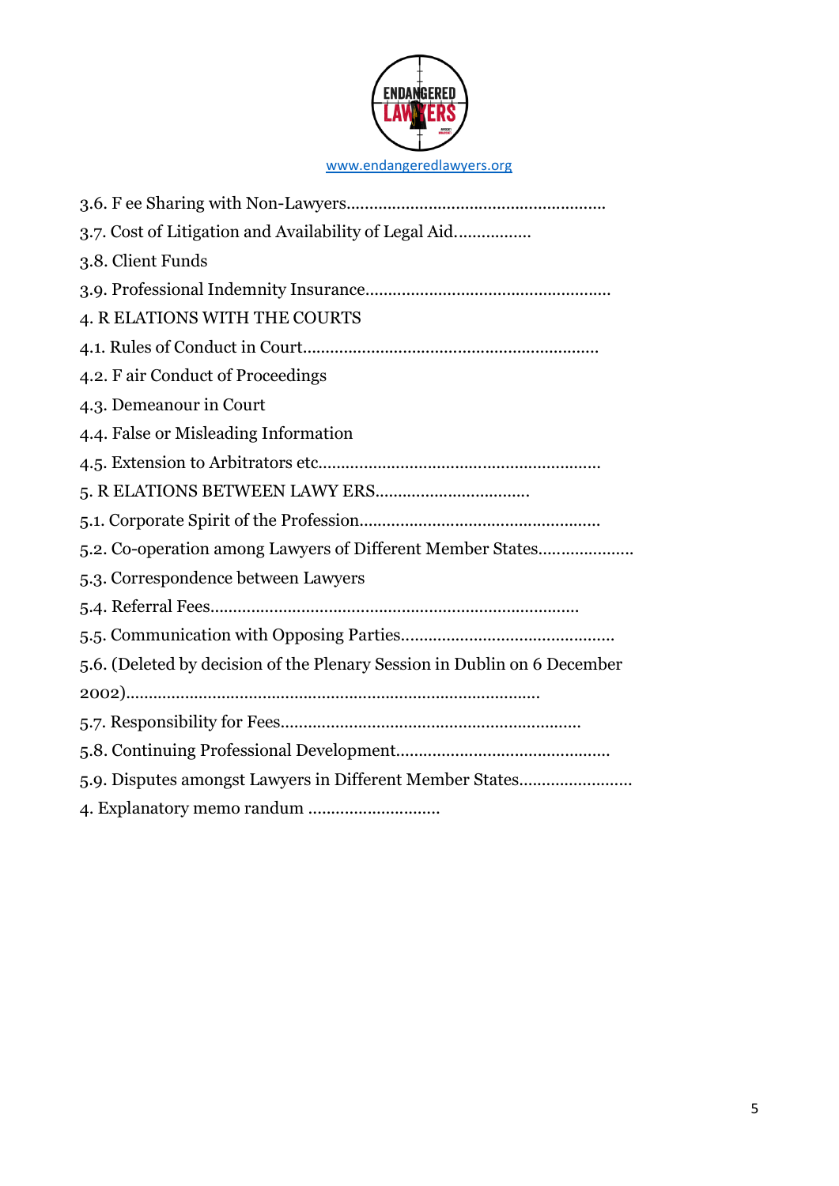3.6. F ee Sharing with Non-Lawyers.........................................................

3.7. Cost of Litigation and Availability of Legal Aid.................

3.8. Client Funds

3.9. Professional Indemnity Insurance......................................................

4. R ELATIONS WITH THE COURTS

4.1. Rules of Conduct in Court.................................................................

4.2. F air Conduct of Proceedings

4.3. Demeanour in Court

4.4. False or Misleading Information

4.5. Extension to Arbitrators etc..............................................................

5. R ELATIONS BETWEEN LAWY ERS..................................

5.1. Corporate Spirit of the Profession.....................................................

5.2. Co-operation among Lawyers of Different Member States.....................

5.3. Correspondence between Lawyers

5.4. Referral Fees................................................................................

5.5. Communication with Opposing Parties...............................................

5.6. (Deleted by decision of the Plenary Session in Dublin on 6 December 2002)..........................................................................................

5.7. Responsibility for Fees.................................................................

5.8. Continuing Professional Development..............................................

5.9. Disputes amongst Lawyers in Different Member States.........................

4. Explanatory memo randum .............................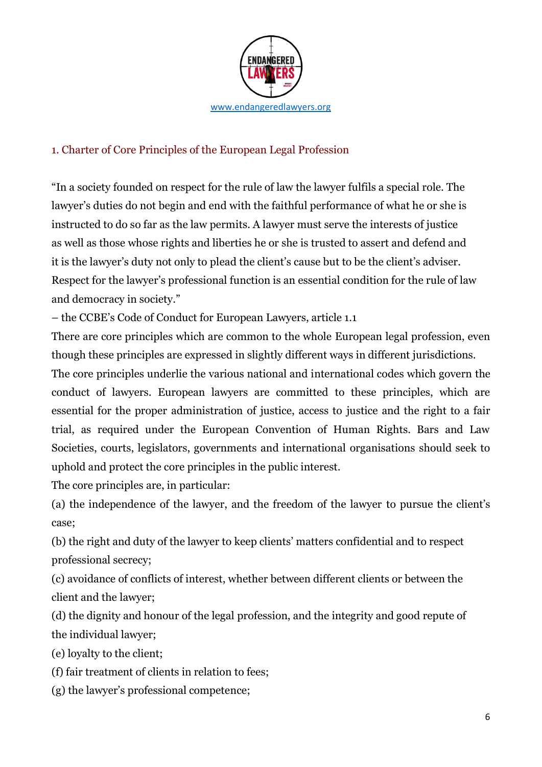## 1. Charter of Core Principles of the European Legal Profession

"In a society founded on respect for the rule of law the lawyer fulfils a special role. The lawyer's duties do not begin and end with the faithful performance of what he or she is instructed to do so far as the law permits. A lawyer must serve the interests of justice as well as those whose rights and liberties he or she is trusted to assert and defend and it is the lawyer's duty not only to plead the client's cause but to be the client's adviser. Respect for the lawyer's professional function is an essential condition for the rule of law and democracy in society."

– the CCBE's Code of Conduct for European Lawyers, article 1.1

There are core principles which are common to the whole European legal profession, even though these principles are expressed in slightly different ways in different jurisdictions. The core principles underlie the various national and international codes which govern the conduct of lawyers. European lawyers are committed to these principles, which are essential for the proper administration of justice, access to justice and the right to a fair trial, as required under the European Convention of Human Rights. Bars and Law Societies, courts, legislators, governments and international organisations should seek to uphold and protect the core principles in the public interest.

The core principles are, in particular:

(a) the independence of the lawyer, and the freedom of the lawyer to pursue the client's case;

(b) the right and duty of the lawyer to keep clients' matters confidential and to respect professional secrecy;

(c) avoidance of conflicts of interest, whether between different clients or between the client and the lawyer;

(d) the dignity and honour of the legal profession, and the integrity and good repute of the individual lawyer;

(e) loyalty to the client;

(f) fair treatment of clients in relation to fees;

(g) the lawyer's professional competence;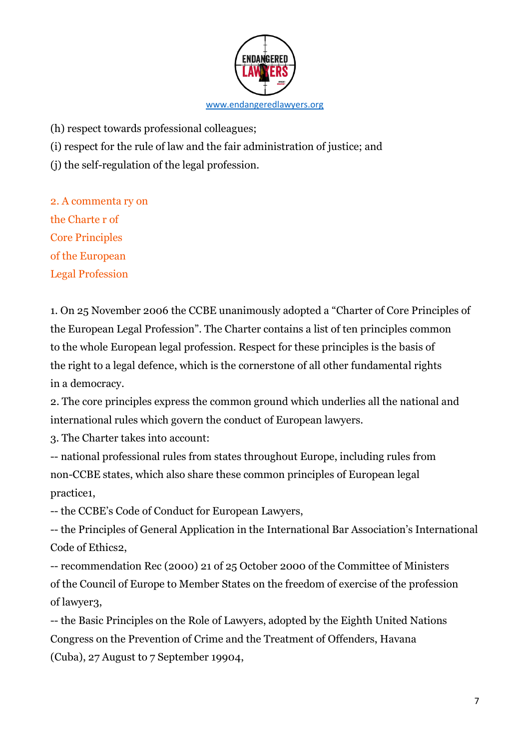(h) respect towards professional colleagues;

(i) respect for the rule of law and the fair administration of justice; and

(j) the self-regulation of the legal profession.

## 2. A commentary on the Charter of Core Principles of the European Legal Profession

1. On 25 November 2006 the CCBE unanimously adopted a “Charter of Core Principles of the European Legal Profession”. The Charter contains a list of ten principles common to the whole European legal profession. Respect for these principles is the basis of the right to a legal defence, which is the cornerstone of all other fundamental rights in a democracy.

2. The core principles express the common ground which underlies all the national and international rules which govern the conduct of European lawyers.

3. The Charter takes into account:

-- national professional rules from states throughout Europe, including rules from non-CCBE states, which also share these common principles of European legal practice[1],

-- the CCBE’s Code of Conduct for European Lawyers,

-- the Principles of General Application in the International Bar Association’s International Code of Ethics[2],

-- recommendation Rec (2000) 21 of 25 October 2000 of the Committee of Ministers of the Council of Europe to Member States on the freedom of exercise of the profession of lawyer[3],

-- the Basic Principles on the Role of Lawyers, adopted by the Eighth United Nations Congress on the Prevention of Crime and the Treatment of Offenders, Havana (Cuba), 27 August to 7 September 1990[4],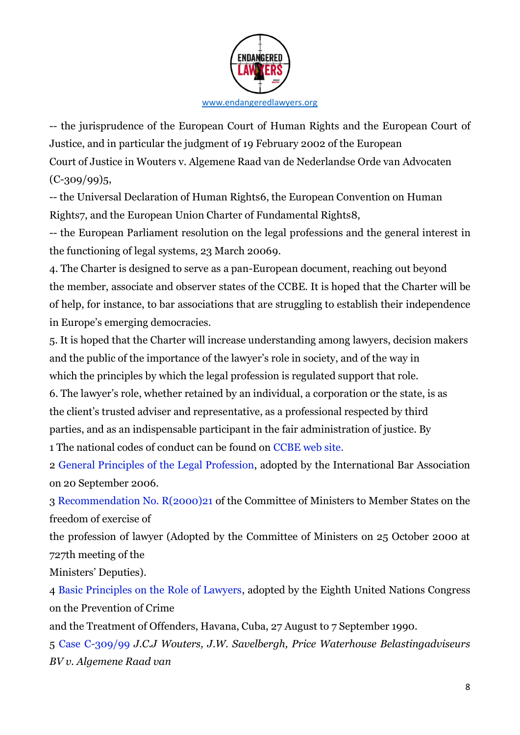-- the jurisprudence of the European Court of Human Rights and the European Court of Justice, and in particular the judgment of 19 February 2002 of the European Court of Justice in Wouters v. Algemene Raad van de Nederlandse Orde van Advocaten (C-309/99)[5],

-- the Universal Declaration of Human Rights[6], the European Convention on Human Rights[7], and the European Union Charter of Fundamental Rights[8],

-- the European Parliament resolution on the legal professions and the general interest in the functioning of legal systems, 23 March 2006[9].

4. The Charter is designed to serve as a pan-European document, reaching out beyond the member, associate and observer states of the CCBE. It is hoped that the Charter will be of help, for instance, to bar associations that are struggling to establish their independence in Europe's emerging democracies.

5. It is hoped that the Charter will increase understanding among lawyers, decision makers and the public of the importance of the lawyer's role in society, and of the way in which the principles by which the legal profession is regulated support that role.

6. The lawyer's role, whether retained by an individual, a corporation or the state, is as the client's trusted adviser and representative, as a professional respected by third parties, and as an indispensable participant in the fair administration of justice. By

1 The national codes of conduct can be found on CCBE web site.

2 General Principles of the Legal Profession, adopted by the International Bar Association on 20 September 2006.

3 Recommendation No. R(2000)21 of the Committee of Ministers to Member States on the freedom of exercise of the profession of lawyer (Adopted by the Committee of Ministers on 25 October 2000 at 727th meeting of the Ministers' Deputies).

4 Basic Principles on the Role of Lawyers, adopted by the Eighth United Nations Congress on the Prevention of Crime and the Treatment of Offenders, Havana, Cuba, 27 August to 7 September 1990.

5 Case C-309/99 *J.C.J Wouters, J.W. Savelbergh, Price Waterhouse Belastingadviseurs BV v. Algemene Raad van*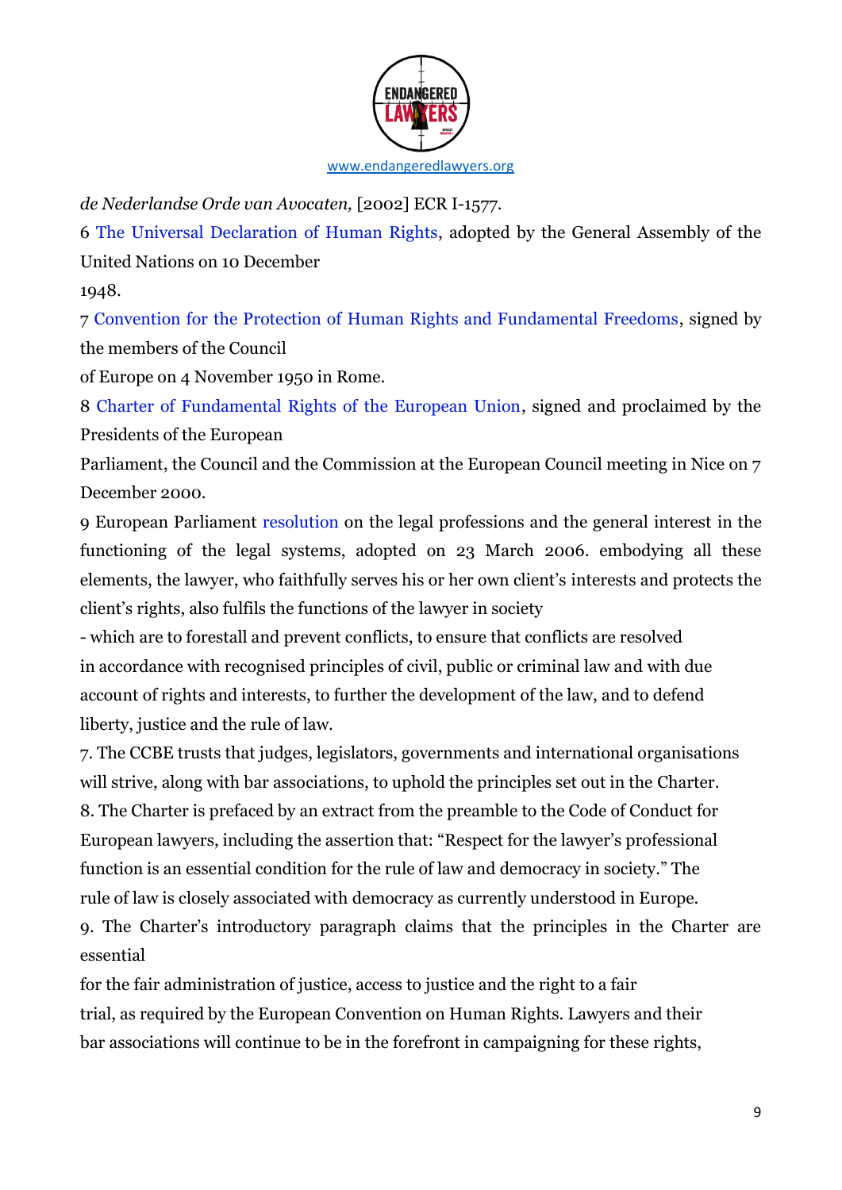*de Nederlandse Orde van Avocaten,* [2002] ECR I-1577.

6 The Universal Declaration of Human Rights, adopted by the General Assembly of the United Nations on 10 December 1948.

7 Convention for the Protection of Human Rights and Fundamental Freedoms, signed by the members of the Council of Europe on 4 November 1950 in Rome.

8 Charter of Fundamental Rights of the European Union, signed and proclaimed by the Presidents of the European Parliament, the Council and the Commission at the European Council meeting in Nice on 7 December 2000.

9 European Parliament resolution on the legal professions and the general interest in the functioning of the legal systems, adopted on 23 March 2006. embodying all these elements, the lawyer, who faithfully serves his or her own client's interests and protects the client's rights, also fulfils the functions of the lawyer in society - which are to forestall and prevent conflicts, to ensure that conflicts are resolved in accordance with recognised principles of civil, public or criminal law and with due account of rights and interests, to further the development of the law, and to defend liberty, justice and the rule of law.

7. The CCBE trusts that judges, legislators, governments and international organisations will strive, along with bar associations, to uphold the principles set out in the Charter.

8. The Charter is prefaced by an extract from the preamble to the Code of Conduct for European lawyers, including the assertion that: "Respect for the lawyer's professional function is an essential condition for the rule of law and democracy in society." The rule of law is closely associated with democracy as currently understood in Europe.

9. The Charter's introductory paragraph claims that the principles in the Charter are essential for the fair administration of justice, access to justice and the right to a fair trial, as required by the European Convention on Human Rights. Lawyers and their bar associations will continue to be in the forefront in campaigning for these rights,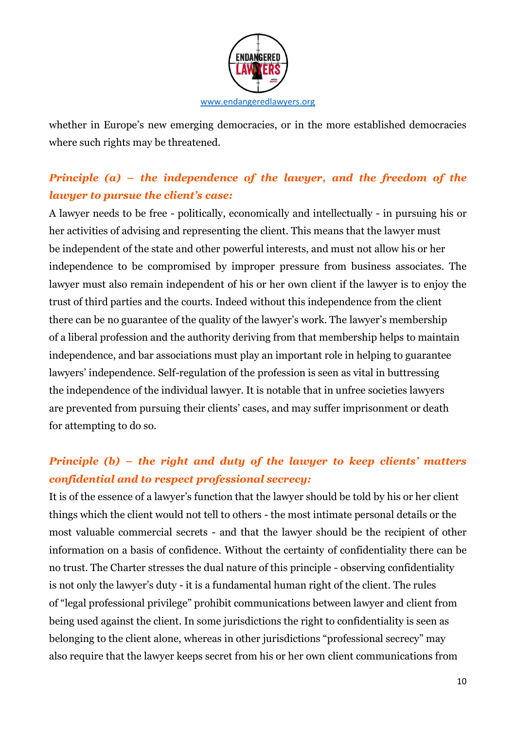whether in Europe's new emerging democracies, or in the more established democracies where such rights may be threatened.

### *Principle (a) – the independence of the lawyer, and the freedom of the lawyer to pursue the client's case:*

A lawyer needs to be free - politically, economically and intellectually - in pursuing his or her activities of advising and representing the client. This means that the lawyer must be independent of the state and other powerful interests, and must not allow his or her independence to be compromised by improper pressure from business associates. The lawyer must also remain independent of his or her own client if the lawyer is to enjoy the trust of third parties and the courts. Indeed without this independence from the client there can be no guarantee of the quality of the lawyer's work. The lawyer's membership of a liberal profession and the authority deriving from that membership helps to maintain independence, and bar associations must play an important role in helping to guarantee lawyers' independence. Self-regulation of the profession is seen as vital in buttressing the independence of the individual lawyer. It is notable that in unfree societies lawyers are prevented from pursuing their clients' cases, and may suffer imprisonment or death for attempting to do so.

### *Principle (b) – the right and duty of the lawyer to keep clients' matters confidential and to respect professional secrecy:*

It is of the essence of a lawyer's function that the lawyer should be told by his or her client things which the client would not tell to others - the most intimate personal details or the most valuable commercial secrets - and that the lawyer should be the recipient of other information on a basis of confidence. Without the certainty of confidentiality there can be no trust. The Charter stresses the dual nature of this principle - observing confidentiality is not only the lawyer's duty - it is a fundamental human right of the client. The rules of "legal professional privilege" prohibit communications between lawyer and client from being used against the client. In some jurisdictions the right to confidentiality is seen as belonging to the client alone, whereas in other jurisdictions "professional secrecy" may also require that the lawyer keeps secret from his or her own client communications from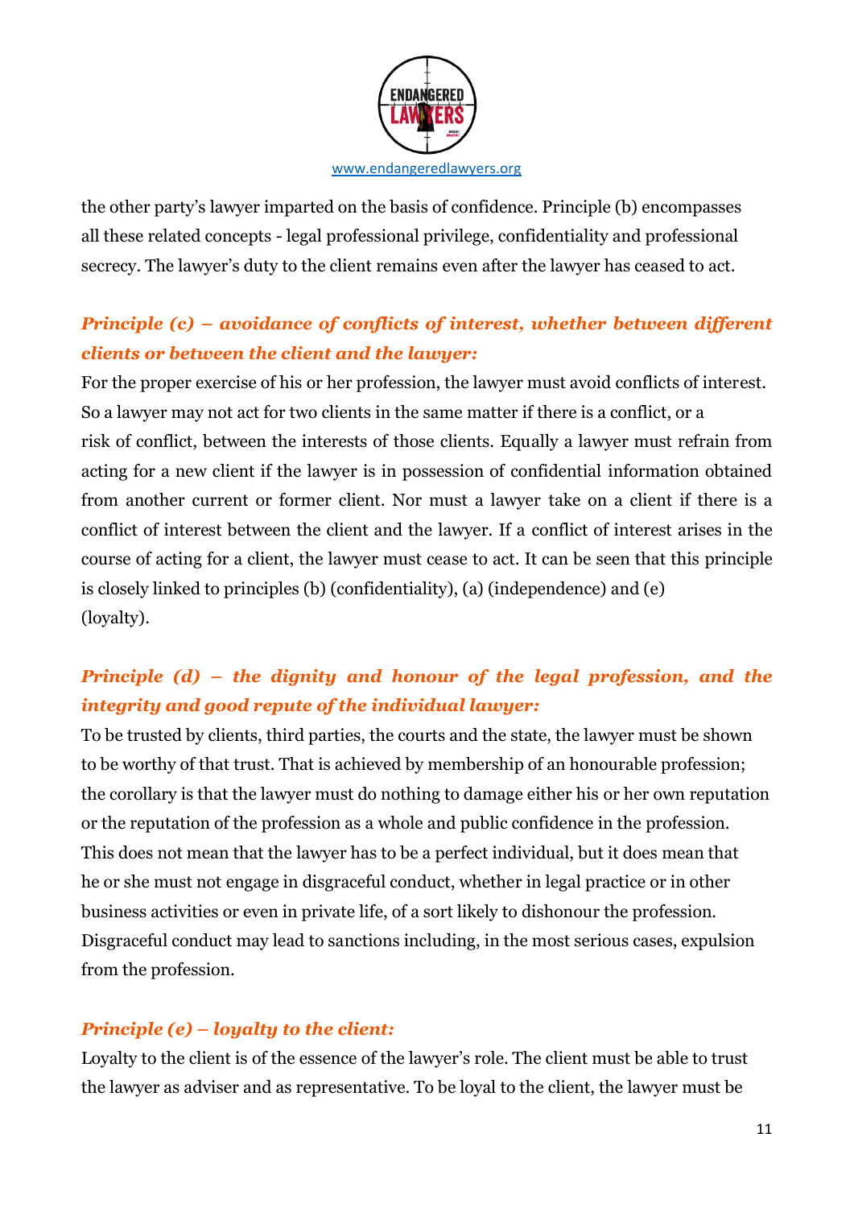the other party's lawyer imparted on the basis of confidence. Principle (b) encompasses all these related concepts - legal professional privilege, confidentiality and professional secrecy. The lawyer's duty to the client remains even after the lawyer has ceased to act.

### *Principle (c) – avoidance of conflicts of interest, whether between different clients or between the client and the lawyer:*

For the proper exercise of his or her profession, the lawyer must avoid conflicts of interest. So a lawyer may not act for two clients in the same matter if there is a conflict, or a risk of conflict, between the interests of those clients. Equally a lawyer must refrain from acting for a new client if the lawyer is in possession of confidential information obtained from another current or former client. Nor must a lawyer take on a client if there is a conflict of interest between the client and the lawyer. If a conflict of interest arises in the course of acting for a client, the lawyer must cease to act. It can be seen that this principle is closely linked to principles (b) (confidentiality), (a) (independence) and (e) (loyalty).

### *Principle (d) – the dignity and honour of the legal profession, and the integrity and good repute of the individual lawyer:*

To be trusted by clients, third parties, the courts and the state, the lawyer must be shown to be worthy of that trust. That is achieved by membership of an honourable profession; the corollary is that the lawyer must do nothing to damage either his or her own reputation or the reputation of the profession as a whole and public confidence in the profession. This does not mean that the lawyer has to be a perfect individual, but it does mean that he or she must not engage in disgraceful conduct, whether in legal practice or in other business activities or even in private life, of a sort likely to dishonour the profession. Disgraceful conduct may lead to sanctions including, in the most serious cases, expulsion from the profession.

### *Principle (e) – loyalty to the client:*

Loyalty to the client is of the essence of the lawyer's role. The client must be able to trust the lawyer as adviser and as representative. To be loyal to the client, the lawyer must be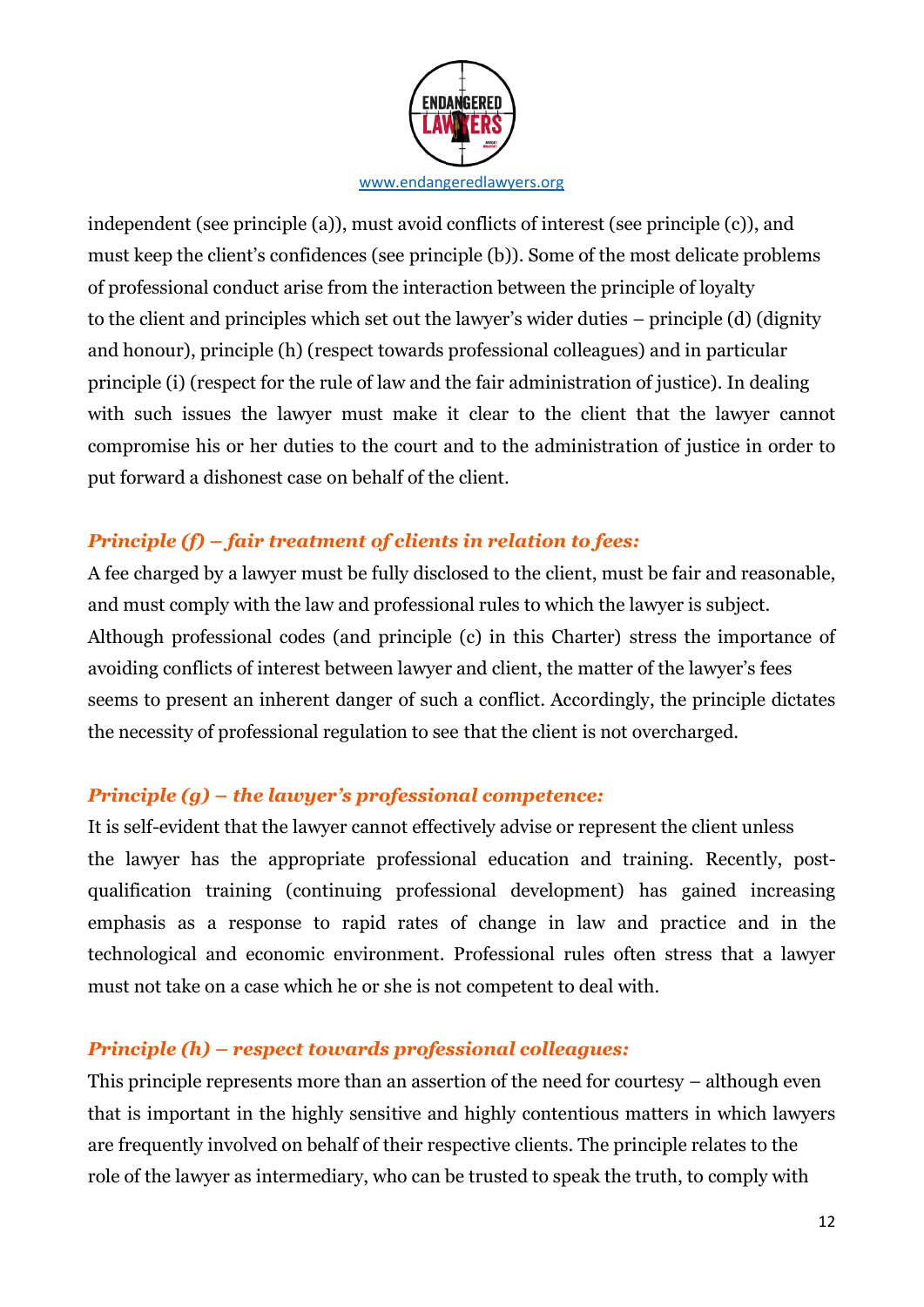independent (see principle (a)), must avoid conflicts of interest (see principle (c)), and must keep the client's confidences (see principle (b)). Some of the most delicate problems of professional conduct arise from the interaction between the principle of loyalty to the client and principles which set out the lawyer's wider duties – principle (d) (dignity and honour), principle (h) (respect towards professional colleagues) and in particular principle (i) (respect for the rule of law and the fair administration of justice). In dealing with such issues the lawyer must make it clear to the client that the lawyer cannot compromise his or her duties to the court and to the administration of justice in order to put forward a dishonest case on behalf of the client.

### *Principle (f) – fair treatment of clients in relation to fees:*

A fee charged by a lawyer must be fully disclosed to the client, must be fair and reasonable, and must comply with the law and professional rules to which the lawyer is subject. Although professional codes (and principle (c) in this Charter) stress the importance of avoiding conflicts of interest between lawyer and client, the matter of the lawyer's fees seems to present an inherent danger of such a conflict. Accordingly, the principle dictates the necessity of professional regulation to see that the client is not overcharged.

### *Principle (g) – the lawyer's professional competence:*

It is self-evident that the lawyer cannot effectively advise or represent the client unless the lawyer has the appropriate professional education and training. Recently, post-qualification training (continuing professional development) has gained increasing emphasis as a response to rapid rates of change in law and practice and in the technological and economic environment. Professional rules often stress that a lawyer must not take on a case which he or she is not competent to deal with.

### *Principle (h) – respect towards professional colleagues:*

This principle represents more than an assertion of the need for courtesy – although even that is important in the highly sensitive and highly contentious matters in which lawyers are frequently involved on behalf of their respective clients. The principle relates to the role of the lawyer as intermediary, who can be trusted to speak the truth, to comply with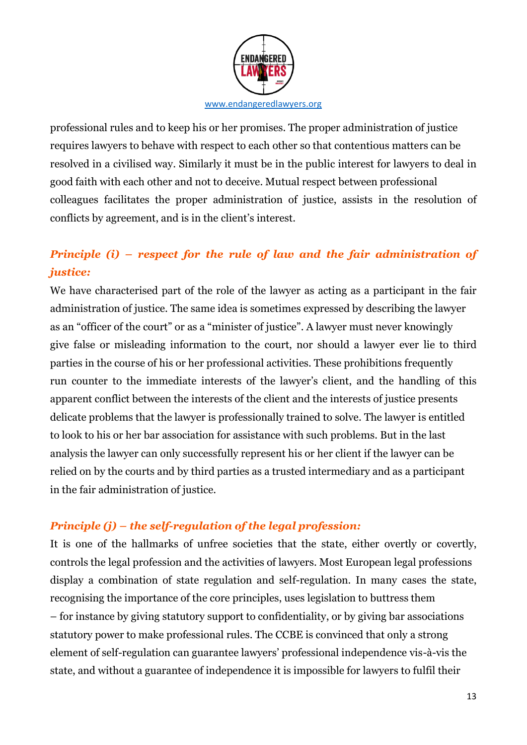professional rules and to keep his or her promises. The proper administration of justice requires lawyers to behave with respect to each other so that contentious matters can be resolved in a civilised way. Similarly it must be in the public interest for lawyers to deal in good faith with each other and not to deceive. Mutual respect between professional colleagues facilitates the proper administration of justice, assists in the resolution of conflicts by agreement, and is in the client's interest.

### *Principle (i) – respect for the rule of law and the fair administration of justice:*

We have characterised part of the role of the lawyer as acting as a participant in the fair administration of justice. The same idea is sometimes expressed by describing the lawyer as an "officer of the court" or as a "minister of justice". A lawyer must never knowingly give false or misleading information to the court, nor should a lawyer ever lie to third parties in the course of his or her professional activities. These prohibitions frequently run counter to the immediate interests of the lawyer's client, and the handling of this apparent conflict between the interests of the client and the interests of justice presents delicate problems that the lawyer is professionally trained to solve. The lawyer is entitled to look to his or her bar association for assistance with such problems. But in the last analysis the lawyer can only successfully represent his or her client if the lawyer can be relied on by the courts and by third parties as a trusted intermediary and as a participant in the fair administration of justice.

### *Principle (j) – the self-regulation of the legal profession:*

It is one of the hallmarks of unfree societies that the state, either overtly or covertly, controls the legal profession and the activities of lawyers. Most European legal professions display a combination of state regulation and self-regulation. In many cases the state, recognising the importance of the core principles, uses legislation to buttress them – for instance by giving statutory support to confidentiality, or by giving bar associations statutory power to make professional rules. The CCBE is convinced that only a strong element of self-regulation can guarantee lawyers' professional independence vis-à-vis the state, and without a guarantee of independence it is impossible for lawyers to fulfil their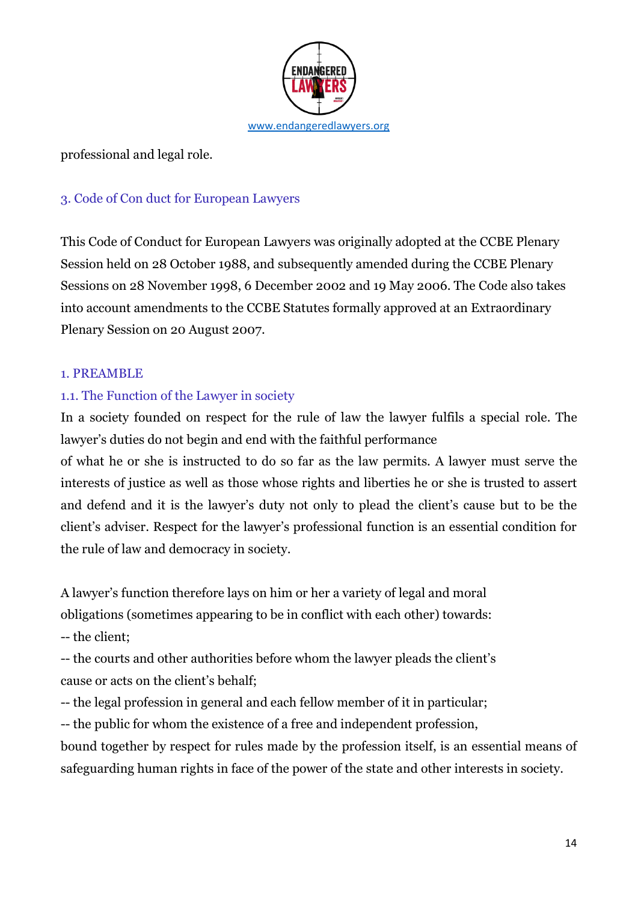professional and legal role.

## 3. Code of Con duct for European Lawyers

This Code of Conduct for European Lawyers was originally adopted at the CCBE Plenary Session held on 28 October 1988, and subsequently amended during the CCBE Plenary Sessions on 28 November 1998, 6 December 2002 and 19 May 2006. The Code also takes into account amendments to the CCBE Statutes formally approved at an Extraordinary Plenary Session on 20 August 2007.

### 1. PREAMBLE

#### 1.1. The Function of the Lawyer in society

In a society founded on respect for the rule of law the lawyer fulfils a special role. The lawyer's duties do not begin and end with the faithful performance of what he or she is instructed to do so far as the law permits. A lawyer must serve the interests of justice as well as those whose rights and liberties he or she is trusted to assert and defend and it is the lawyer's duty not only to plead the client's cause but to be the client's adviser. Respect for the lawyer's professional function is an essential condition for the rule of law and democracy in society.

A lawyer's function therefore lays on him or her a variety of legal and moral obligations (sometimes appearing to be in conflict with each other) towards:

-- the client;

-- the courts and other authorities before whom the lawyer pleads the client's cause or acts on the client's behalf;

-- the legal profession in general and each fellow member of it in particular;

-- the public for whom the existence of a free and independent profession, bound together by respect for rules made by the profession itself, is an essential means of safeguarding human rights in face of the power of the state and other interests in society.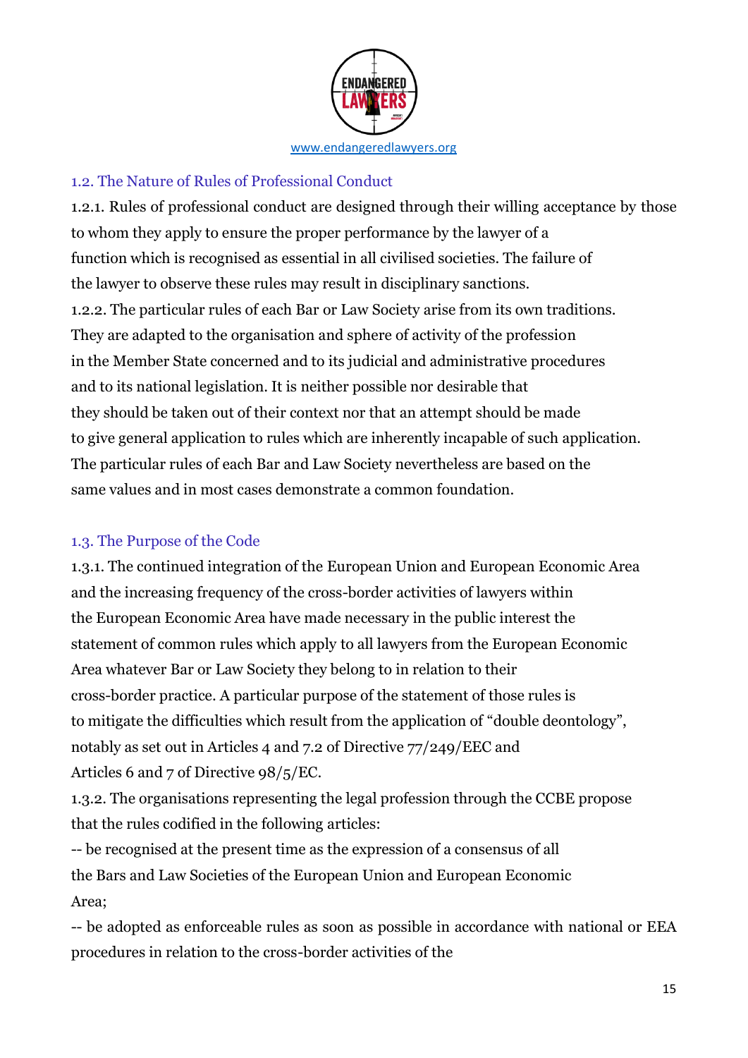## 1.2. The Nature of Rules of Professional Conduct

1.2.1. Rules of professional conduct are designed through their willing acceptance by those to whom they apply to ensure the proper performance by the lawyer of a function which is recognised as essential in all civilised societies. The failure of the lawyer to observe these rules may result in disciplinary sanctions.

1.2.2. The particular rules of each Bar or Law Society arise from its own traditions. They are adapted to the organisation and sphere of activity of the profession in the Member State concerned and to its judicial and administrative procedures and to its national legislation. It is neither possible nor desirable that they should be taken out of their context nor that an attempt should be made to give general application to rules which are inherently incapable of such application. The particular rules of each Bar and Law Society nevertheless are based on the same values and in most cases demonstrate a common foundation.

## 1.3. The Purpose of the Code

1.3.1. The continued integration of the European Union and European Economic Area and the increasing frequency of the cross-border activities of lawyers within the European Economic Area have made necessary in the public interest the statement of common rules which apply to all lawyers from the European Economic Area whatever Bar or Law Society they belong to in relation to their cross-border practice. A particular purpose of the statement of those rules is to mitigate the difficulties which result from the application of "double deontology", notably as set out in Articles 4 and 7.2 of Directive 77/249/EEC and Articles 6 and 7 of Directive 98/5/EC.

1.3.2. The organisations representing the legal profession through the CCBE propose that the rules codified in the following articles:

-- be recognised at the present time as the expression of a consensus of all the Bars and Law Societies of the European Union and European Economic Area;

-- be adopted as enforceable rules as soon as possible in accordance with national or EEA procedures in relation to the cross-border activities of the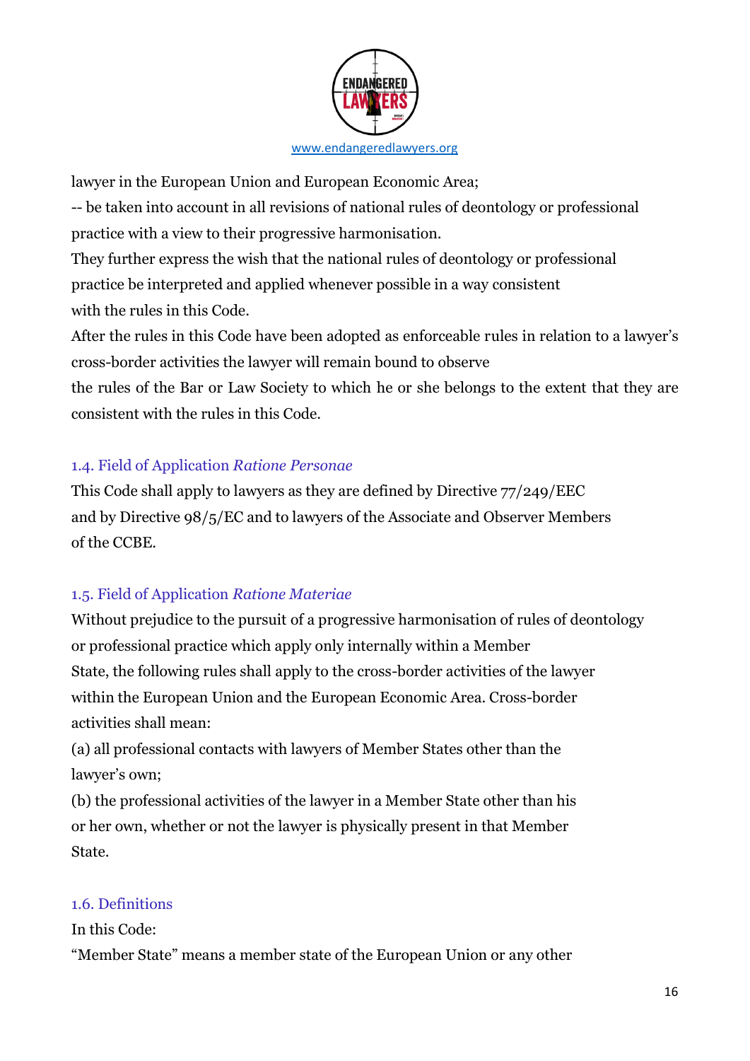lawyer in the European Union and European Economic Area;

-- be taken into account in all revisions of national rules of deontology or professional practice with a view to their progressive harmonisation.

They further express the wish that the national rules of deontology or professional practice be interpreted and applied whenever possible in a way consistent with the rules in this Code.

After the rules in this Code have been adopted as enforceable rules in relation to a lawyer's cross-border activities the lawyer will remain bound to observe the rules of the Bar or Law Society to which he or she belongs to the extent that they are consistent with the rules in this Code.

### 1.4. Field of Application *Ratione Personae*

This Code shall apply to lawyers as they are defined by Directive 77/249/EEC and by Directive 98/5/EC and to lawyers of the Associate and Observer Members of the CCBE.

### 1.5. Field of Application *Ratione Materiae*

Without prejudice to the pursuit of a progressive harmonisation of rules of deontology or professional practice which apply only internally within a Member State, the following rules shall apply to the cross-border activities of the lawyer within the European Union and the European Economic Area. Cross-border activities shall mean:

(a) all professional contacts with lawyers of Member States other than the lawyer's own;

(b) the professional activities of the lawyer in a Member State other than his or her own, whether or not the lawyer is physically present in that Member State.

### 1.6. Definitions

In this Code:

"Member State" means a member state of the European Union or any other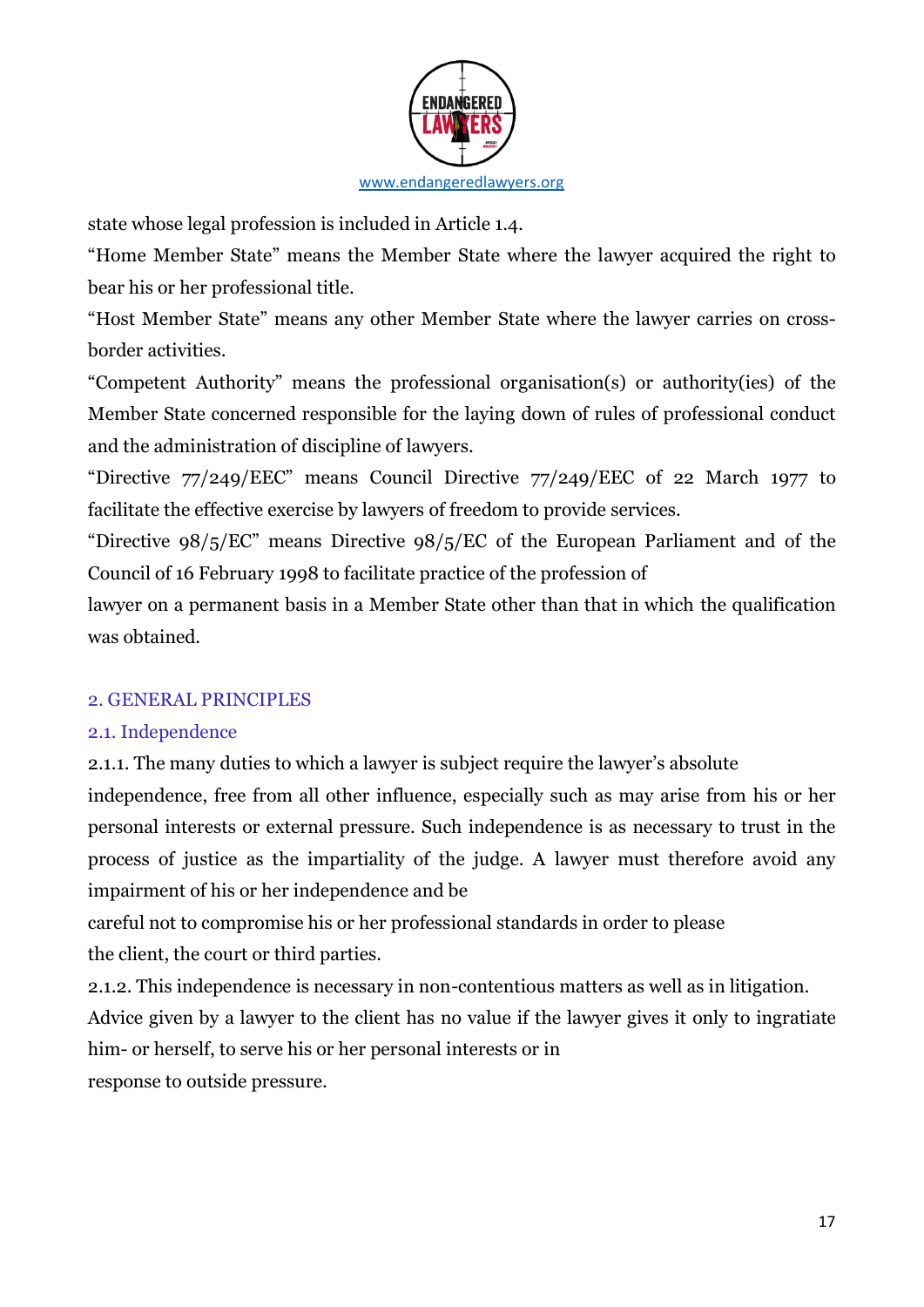state whose legal profession is included in Article 1.4.

"Home Member State" means the Member State where the lawyer acquired the right to bear his or her professional title.

"Host Member State" means any other Member State where the lawyer carries on cross-border activities.

"Competent Authority" means the professional organisation(s) or authority(ies) of the Member State concerned responsible for the laying down of rules of professional conduct and the administration of discipline of lawyers.

"Directive 77/249/EEC" means Council Directive 77/249/EEC of 22 March 1977 to facilitate the effective exercise by lawyers of freedom to provide services.

"Directive 98/5/EC" means Directive 98/5/EC of the European Parliament and of the Council of 16 February 1998 to facilitate practice of the profession of lawyer on a permanent basis in a Member State other than that in which the qualification was obtained.

## 2. GENERAL PRINCIPLES

### 2.1. Independence

2.1.1. The many duties to which a lawyer is subject require the lawyer's absolute independence, free from all other influence, especially such as may arise from his or her personal interests or external pressure. Such independence is as necessary to trust in the process of justice as the impartiality of the judge. A lawyer must therefore avoid any impairment of his or her independence and be careful not to compromise his or her professional standards in order to please the client, the court or third parties.

2.1.2. This independence is necessary in non-contentious matters as well as in litigation. Advice given by a lawyer to the client has no value if the lawyer gives it only to ingratiate him- or herself, to serve his or her personal interests or in response to outside pressure.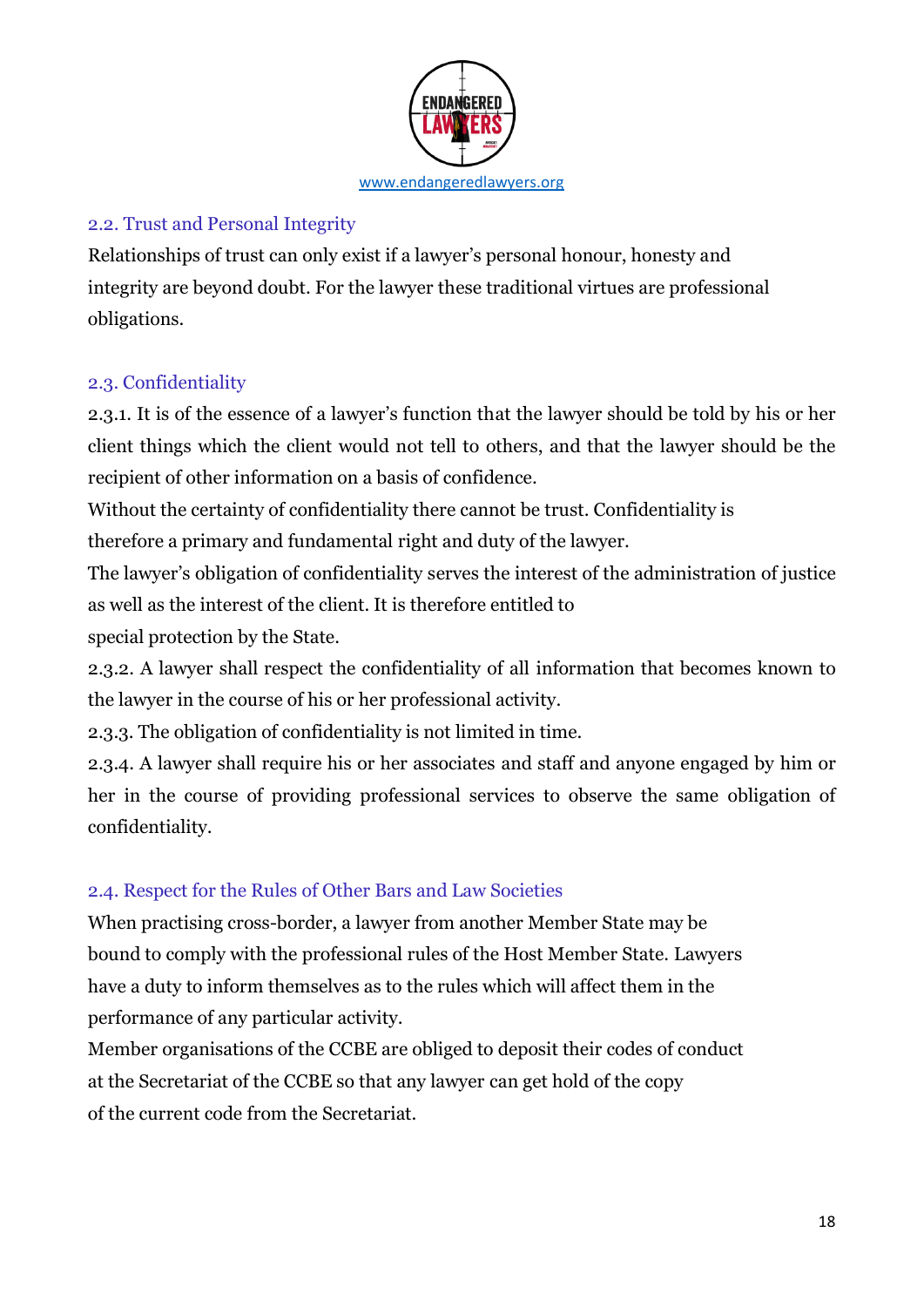## 2.2. Trust and Personal Integrity

Relationships of trust can only exist if a lawyer's personal honour, honesty and integrity are beyond doubt. For the lawyer these traditional virtues are professional obligations.

## 2.3. Confidentiality

2.3.1. It is of the essence of a lawyer's function that the lawyer should be told by his or her client things which the client would not tell to others, and that the lawyer should be the recipient of other information on a basis of confidence.

Without the certainty of confidentiality there cannot be trust. Confidentiality is therefore a primary and fundamental right and duty of the lawyer.

The lawyer's obligation of confidentiality serves the interest of the administration of justice as well as the interest of the client. It is therefore entitled to special protection by the State.

2.3.2. A lawyer shall respect the confidentiality of all information that becomes known to the lawyer in the course of his or her professional activity.

2.3.3. The obligation of confidentiality is not limited in time.

2.3.4. A lawyer shall require his or her associates and staff and anyone engaged by him or her in the course of providing professional services to observe the same obligation of confidentiality.

## 2.4. Respect for the Rules of Other Bars and Law Societies

When practising cross-border, a lawyer from another Member State may be bound to comply with the professional rules of the Host Member State. Lawyers have a duty to inform themselves as to the rules which will affect them in the performance of any particular activity.

Member organisations of the CCBE are obliged to deposit their codes of conduct at the Secretariat of the CCBE so that any lawyer can get hold of the copy of the current code from the Secretariat.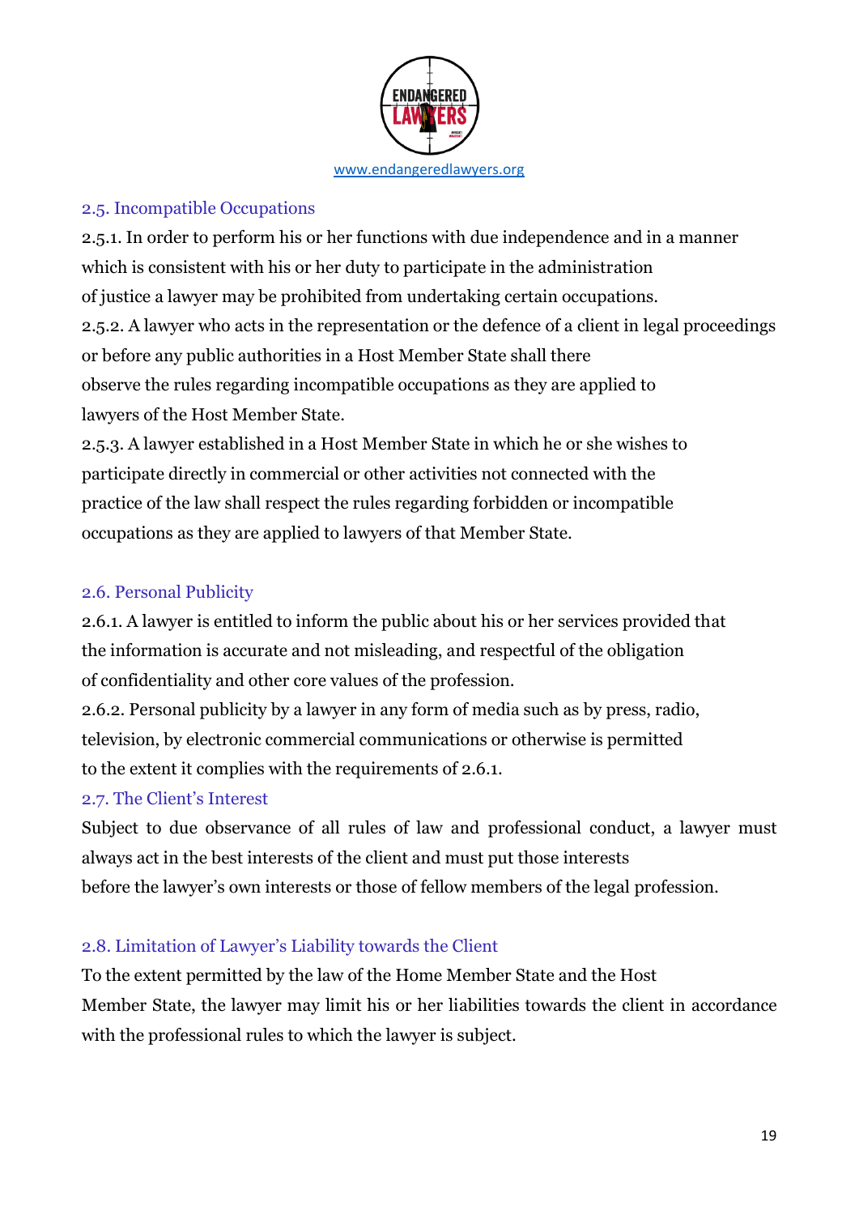### 2.5. Incompatible Occupations

2.5.1. In order to perform his or her functions with due independence and in a manner which is consistent with his or her duty to participate in the administration of justice a lawyer may be prohibited from undertaking certain occupations.

2.5.2. A lawyer who acts in the representation or the defence of a client in legal proceedings or before any public authorities in a Host Member State shall there observe the rules regarding incompatible occupations as they are applied to lawyers of the Host Member State.

2.5.3. A lawyer established in a Host Member State in which he or she wishes to participate directly in commercial or other activities not connected with the practice of the law shall respect the rules regarding forbidden or incompatible occupations as they are applied to lawyers of that Member State.

### 2.6. Personal Publicity

2.6.1. A lawyer is entitled to inform the public about his or her services provided that the information is accurate and not misleading, and respectful of the obligation of confidentiality and other core values of the profession.

2.6.2. Personal publicity by a lawyer in any form of media such as by press, radio, television, by electronic commercial communications or otherwise is permitted to the extent it complies with the requirements of 2.6.1.

### 2.7. The Client's Interest

Subject to due observance of all rules of law and professional conduct, a lawyer must always act in the best interests of the client and must put those interests before the lawyer's own interests or those of fellow members of the legal profession.

### 2.8. Limitation of Lawyer's Liability towards the Client

To the extent permitted by the law of the Home Member State and the Host Member State, the lawyer may limit his or her liabilities towards the client in accordance with the professional rules to which the lawyer is subject.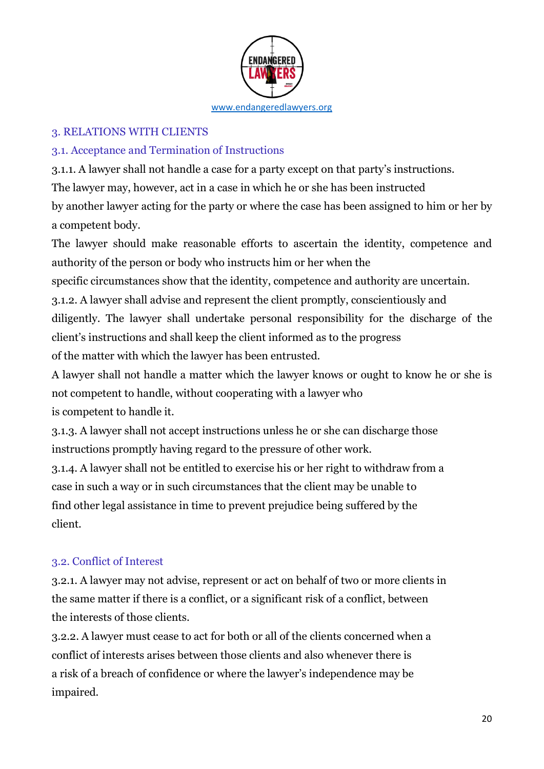## 3. RELATIONS WITH CLIENTS

### 3.1. Acceptance and Termination of Instructions

3.1.1. A lawyer shall not handle a case for a party except on that party's instructions. The lawyer may, however, act in a case in which he or she has been instructed by another lawyer acting for the party or where the case has been assigned to him or her by a competent body.

The lawyer should make reasonable efforts to ascertain the identity, competence and authority of the person or body who instructs him or her when the specific circumstances show that the identity, competence and authority are uncertain.

3.1.2. A lawyer shall advise and represent the client promptly, conscientiously and diligently. The lawyer shall undertake personal responsibility for the discharge of the client's instructions and shall keep the client informed as to the progress of the matter with which the lawyer has been entrusted.

A lawyer shall not handle a matter which the lawyer knows or ought to know he or she is not competent to handle, without cooperating with a lawyer who is competent to handle it.

3.1.3. A lawyer shall not accept instructions unless he or she can discharge those instructions promptly having regard to the pressure of other work.

3.1.4. A lawyer shall not be entitled to exercise his or her right to withdraw from a case in such a way or in such circumstances that the client may be unable to find other legal assistance in time to prevent prejudice being suffered by the client.

### 3.2. Conflict of Interest

3.2.1. A lawyer may not advise, represent or act on behalf of two or more clients in the same matter if there is a conflict, or a significant risk of a conflict, between the interests of those clients.

3.2.2. A lawyer must cease to act for both or all of the clients concerned when a conflict of interests arises between those clients and also whenever there is a risk of a breach of confidence or where the lawyer's independence may be impaired.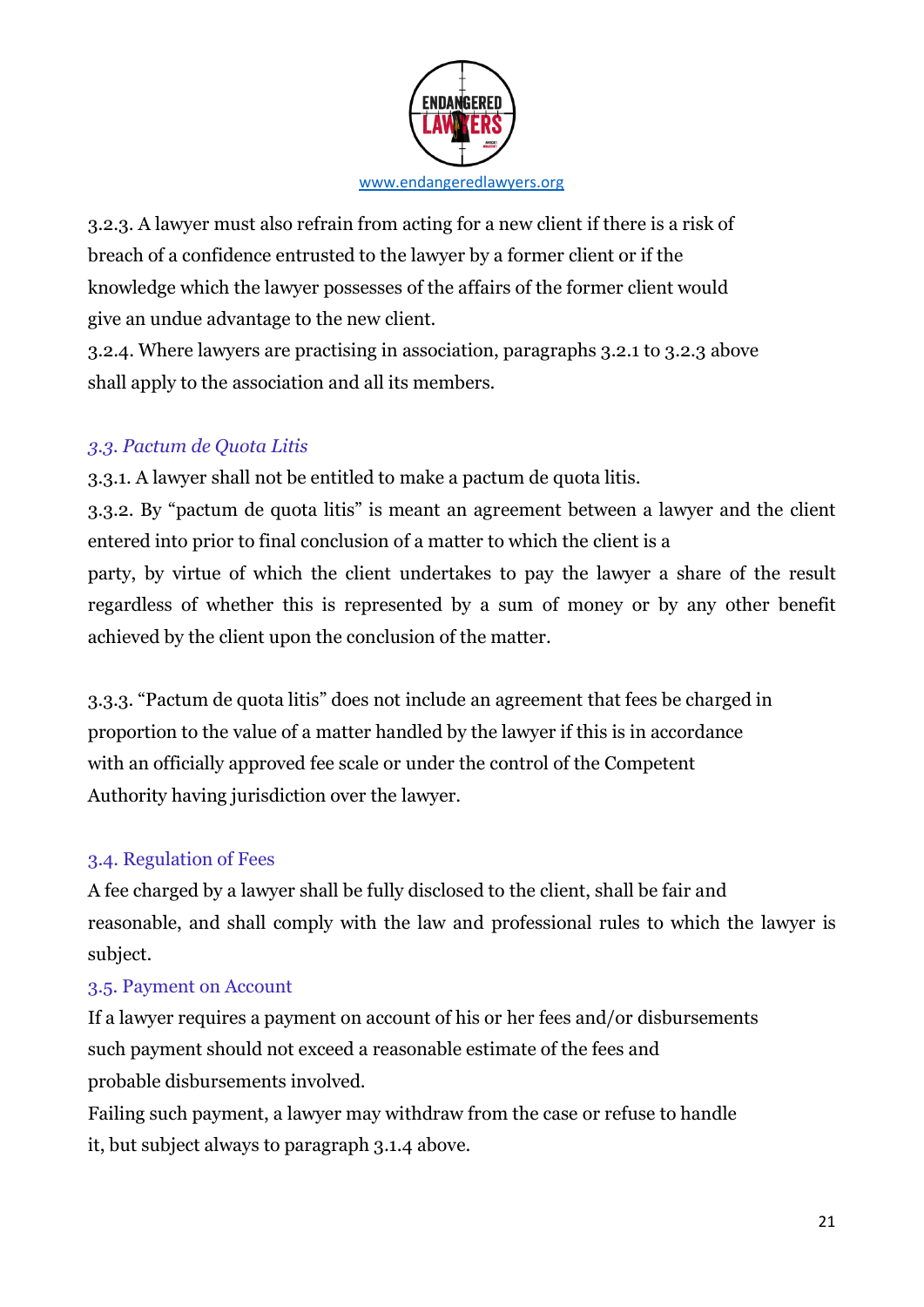3.2.3. A lawyer must also refrain from acting for a new client if there is a risk of breach of a confidence entrusted to the lawyer by a former client or if the knowledge which the lawyer possesses of the affairs of the former client would give an undue advantage to the new client.

3.2.4. Where lawyers are practising in association, paragraphs 3.2.1 to 3.2.3 above shall apply to the association and all its members.

### *3.3. Pactum de Quota Litis*

3.3.1. A lawyer shall not be entitled to make a pactum de quota litis.

3.3.2. By "pactum de quota litis" is meant an agreement between a lawyer and the client entered into prior to final conclusion of a matter to which the client is a party, by virtue of which the client undertakes to pay the lawyer a share of the result regardless of whether this is represented by a sum of money or by any other benefit achieved by the client upon the conclusion of the matter.

3.3.3. "Pactum de quota litis" does not include an agreement that fees be charged in proportion to the value of a matter handled by the lawyer if this is in accordance with an officially approved fee scale or under the control of the Competent Authority having jurisdiction over the lawyer.

### 3.4. Regulation of Fees

A fee charged by a lawyer shall be fully disclosed to the client, shall be fair and reasonable, and shall comply with the law and professional rules to which the lawyer is subject.

### 3.5. Payment on Account

If a lawyer requires a payment on account of his or her fees and/or disbursements such payment should not exceed a reasonable estimate of the fees and probable disbursements involved.

Failing such payment, a lawyer may withdraw from the case or refuse to handle it, but subject always to paragraph 3.1.4 above.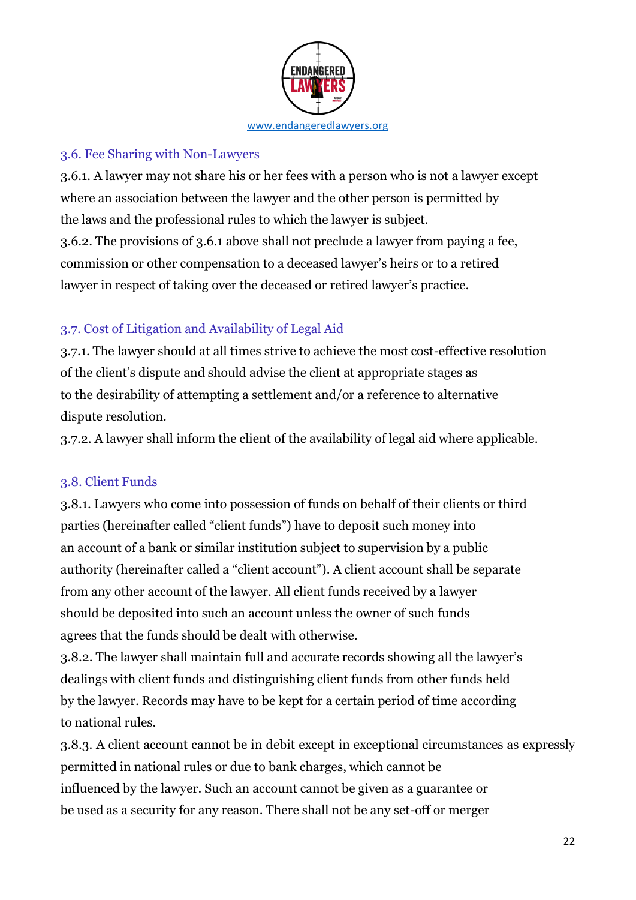### 3.6. Fee Sharing with Non-Lawyers

3.6.1. A lawyer may not share his or her fees with a person who is not a lawyer except where an association between the lawyer and the other person is permitted by the laws and the professional rules to which the lawyer is subject.

3.6.2. The provisions of 3.6.1 above shall not preclude a lawyer from paying a fee, commission or other compensation to a deceased lawyer's heirs or to a retired lawyer in respect of taking over the deceased or retired lawyer's practice.

### 3.7. Cost of Litigation and Availability of Legal Aid

3.7.1. The lawyer should at all times strive to achieve the most cost-effective resolution of the client's dispute and should advise the client at appropriate stages as to the desirability of attempting a settlement and/or a reference to alternative dispute resolution.

3.7.2. A lawyer shall inform the client of the availability of legal aid where applicable.

### 3.8. Client Funds

3.8.1. Lawyers who come into possession of funds on behalf of their clients or third parties (hereinafter called "client funds") have to deposit such money into an account of a bank or similar institution subject to supervision by a public authority (hereinafter called a "client account"). A client account shall be separate from any other account of the lawyer. All client funds received by a lawyer should be deposited into such an account unless the owner of such funds agrees that the funds should be dealt with otherwise.

3.8.2. The lawyer shall maintain full and accurate records showing all the lawyer's dealings with client funds and distinguishing client funds from other funds held by the lawyer. Records may have to be kept for a certain period of time according to national rules.

3.8.3. A client account cannot be in debit except in exceptional circumstances as expressly permitted in national rules or due to bank charges, which cannot be influenced by the lawyer. Such an account cannot be given as a guarantee or be used as a security for any reason. There shall not be any set-off or merger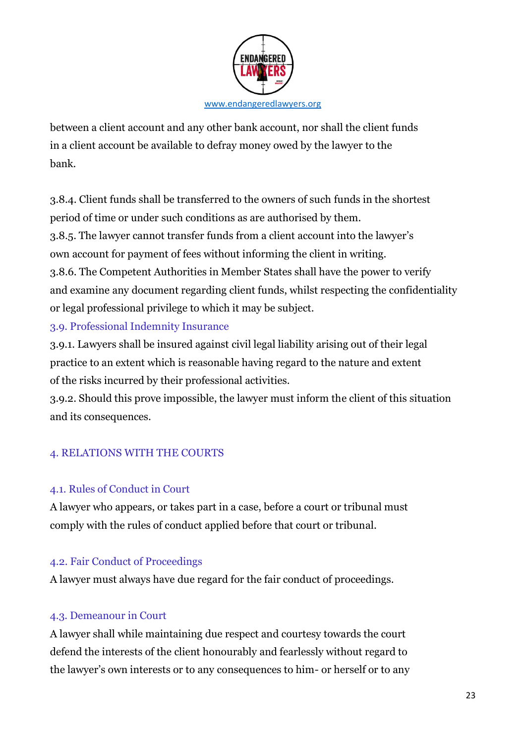between a client account and any other bank account, nor shall the client funds in a client account be available to defray money owed by the lawyer to the bank.

3.8.4. Client funds shall be transferred to the owners of such funds in the shortest period of time or under such conditions as are authorised by them.
3.8.5. The lawyer cannot transfer funds from a client account into the lawyer's own account for payment of fees without informing the client in writing.
3.8.6. The Competent Authorities in Member States shall have the power to verify and examine any document regarding client funds, whilst respecting the confidentiality or legal professional privilege to which it may be subject.

### 3.9. Professional Indemnity Insurance

3.9.1. Lawyers shall be insured against civil legal liability arising out of their legal practice to an extent which is reasonable having regard to the nature and extent of the risks incurred by their professional activities.
3.9.2. Should this prove impossible, the lawyer must inform the client of this situation and its consequences.

## 4. RELATIONS WITH THE COURTS

### 4.1. Rules of Conduct in Court

A lawyer who appears, or takes part in a case, before a court or tribunal must comply with the rules of conduct applied before that court or tribunal.

### 4.2. Fair Conduct of Proceedings

A lawyer must always have due regard for the fair conduct of proceedings.

### 4.3. Demeanour in Court

A lawyer shall while maintaining due respect and courtesy towards the court defend the interests of the client honourably and fearlessly without regard to the lawyer's own interests or to any consequences to him- or herself or to any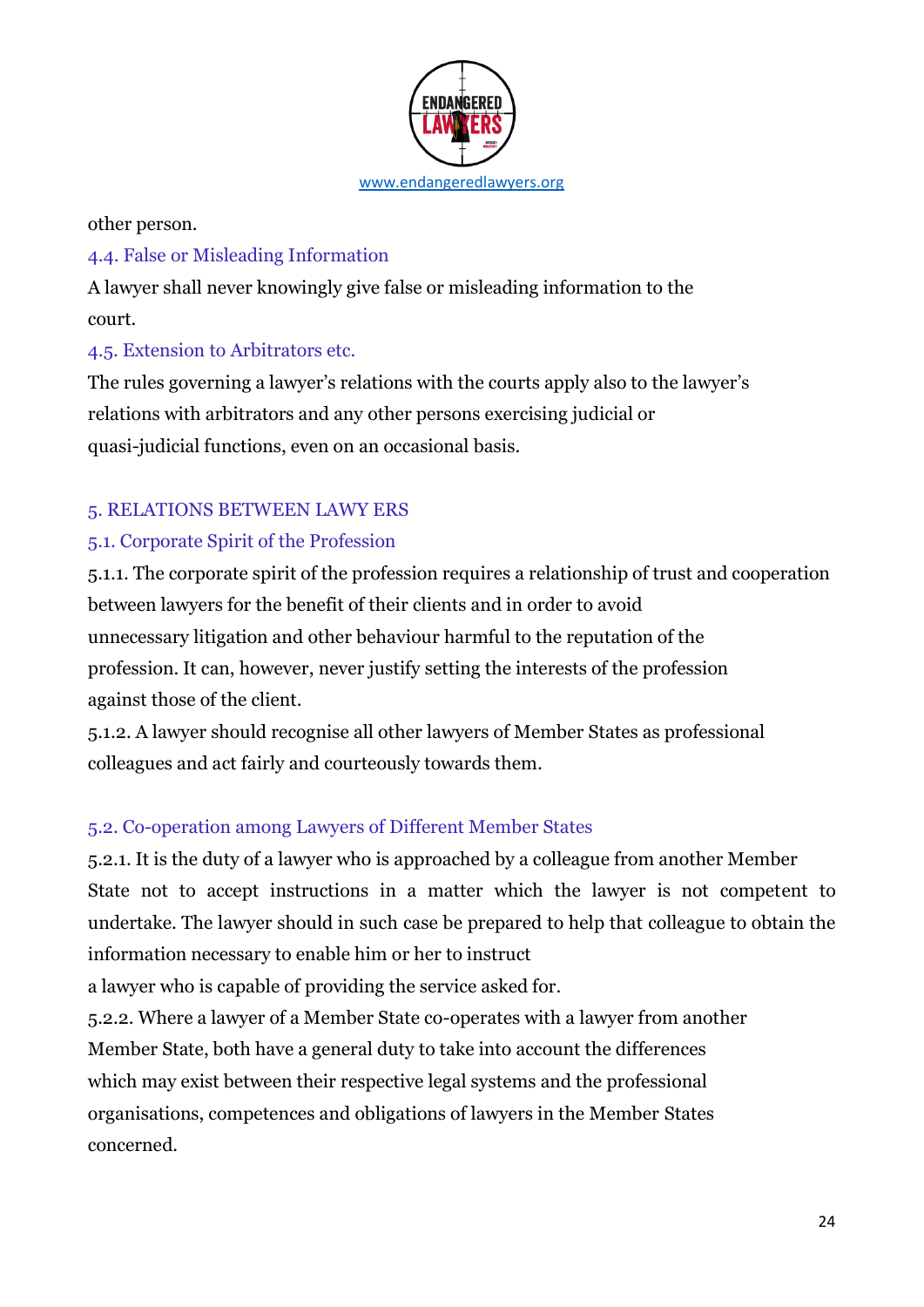other person.

### 4.4. False or Misleading Information

A lawyer shall never knowingly give false or misleading information to the court.

### 4.5. Extension to Arbitrators etc.

The rules governing a lawyer's relations with the courts apply also to the lawyer's relations with arbitrators and any other persons exercising judicial or quasi-judicial functions, even on an occasional basis.

## 5. RELATIONS BETWEEN LAWY ERS

### 5.1. Corporate Spirit of the Profession

5.1.1. The corporate spirit of the profession requires a relationship of trust and cooperation between lawyers for the benefit of their clients and in order to avoid unnecessary litigation and other behaviour harmful to the reputation of the profession. It can, however, never justify setting the interests of the profession against those of the client.

5.1.2. A lawyer should recognise all other lawyers of Member States as professional colleagues and act fairly and courteously towards them.

### 5.2. Co-operation among Lawyers of Different Member States

5.2.1. It is the duty of a lawyer who is approached by a colleague from another Member State not to accept instructions in a matter which the lawyer is not competent to undertake. The lawyer should in such case be prepared to help that colleague to obtain the information necessary to enable him or her to instruct a lawyer who is capable of providing the service asked for.

5.2.2. Where a lawyer of a Member State co-operates with a lawyer from another Member State, both have a general duty to take into account the differences which may exist between their respective legal systems and the professional organisations, competences and obligations of lawyers in the Member States concerned.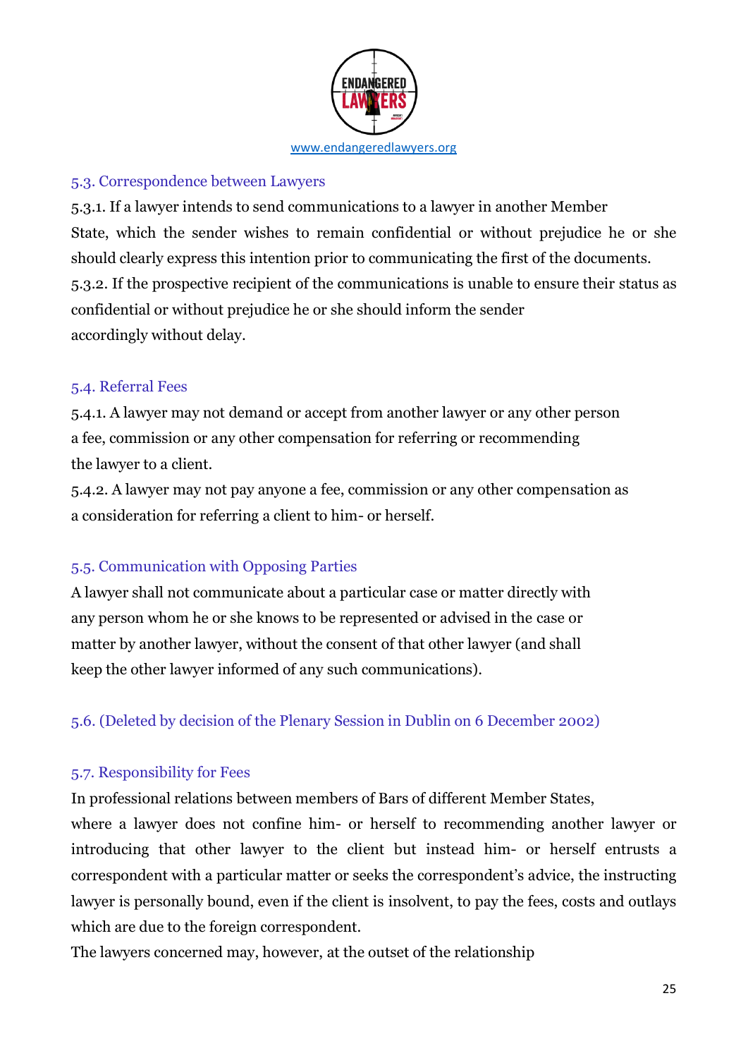### 5.3. Correspondence between Lawyers

5.3.1. If a lawyer intends to send communications to a lawyer in another Member State, which the sender wishes to remain confidential or without prejudice he or she should clearly express this intention prior to communicating the first of the documents.

5.3.2. If the prospective recipient of the communications is unable to ensure their status as confidential or without prejudice he or she should inform the sender accordingly without delay.

### 5.4. Referral Fees

5.4.1. A lawyer may not demand or accept from another lawyer or any other person a fee, commission or any other compensation for referring or recommending the lawyer to a client.

5.4.2. A lawyer may not pay anyone a fee, commission or any other compensation as a consideration for referring a client to him- or herself.

### 5.5. Communication with Opposing Parties

A lawyer shall not communicate about a particular case or matter directly with any person whom he or she knows to be represented or advised in the case or matter by another lawyer, without the consent of that other lawyer (and shall keep the other lawyer informed of any such communications).

### 5.6. (Deleted by decision of the Plenary Session in Dublin on 6 December 2002)

### 5.7. Responsibility for Fees

In professional relations between members of Bars of different Member States, where a lawyer does not confine him- or herself to recommending another lawyer or introducing that other lawyer to the client but instead him- or herself entrusts a correspondent with a particular matter or seeks the correspondent's advice, the instructing lawyer is personally bound, even if the client is insolvent, to pay the fees, costs and outlays which are due to the foreign correspondent.

The lawyers concerned may, however, at the outset of the relationship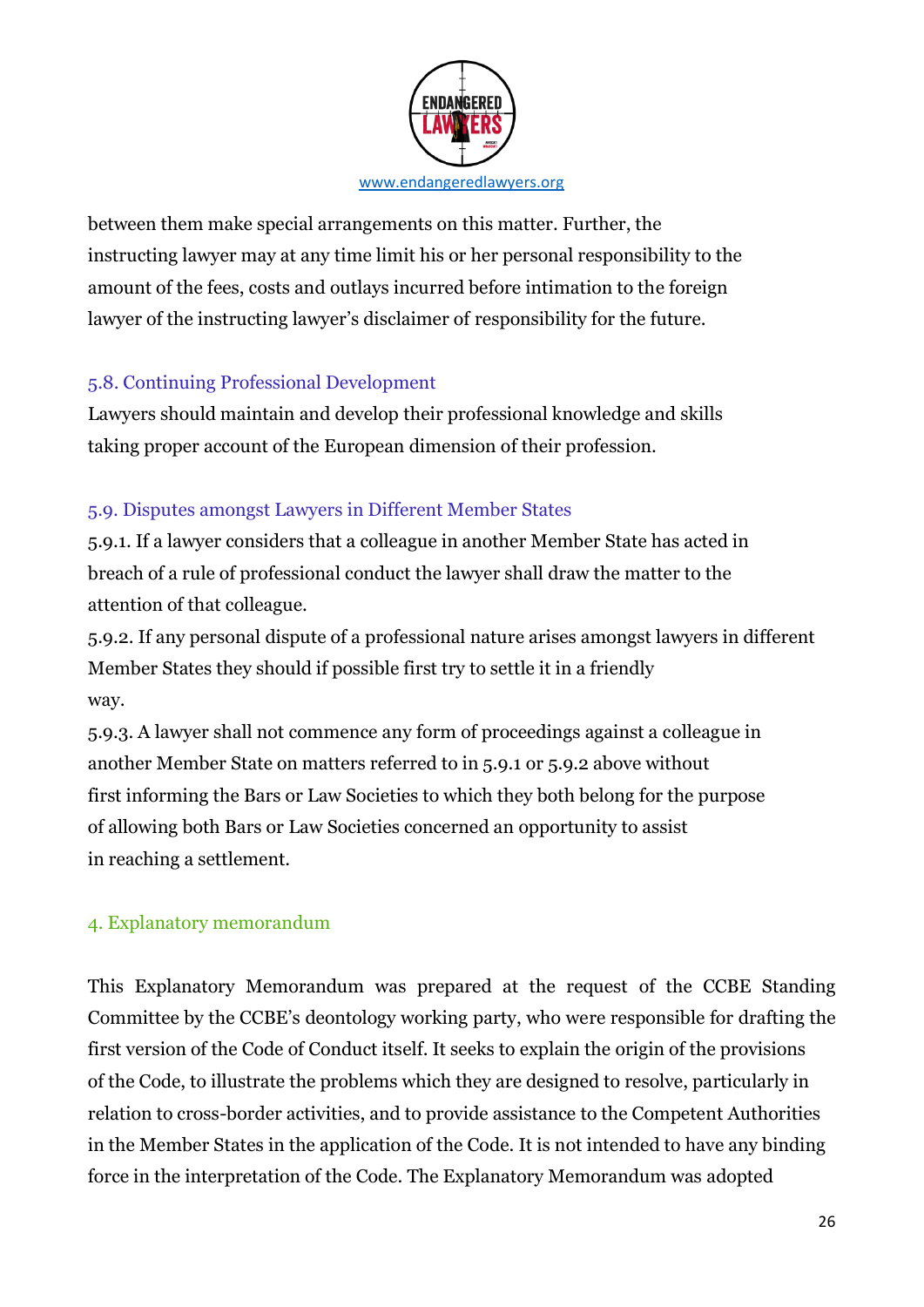between them make special arrangements on this matter. Further, the instructing lawyer may at any time limit his or her personal responsibility to the amount of the fees, costs and outlays incurred before intimation to the foreign lawyer of the instructing lawyer's disclaimer of responsibility for the future.

### 5.8. Continuing Professional Development

Lawyers should maintain and develop their professional knowledge and skills taking proper account of the European dimension of their profession.

### 5.9. Disputes amongst Lawyers in Different Member States

5.9.1. If a lawyer considers that a colleague in another Member State has acted in breach of a rule of professional conduct the lawyer shall draw the matter to the attention of that colleague.

5.9.2. If any personal dispute of a professional nature arises amongst lawyers in different Member States they should if possible first try to settle it in a friendly way.

5.9.3. A lawyer shall not commence any form of proceedings against a colleague in another Member State on matters referred to in 5.9.1 or 5.9.2 above without first informing the Bars or Law Societies to which they both belong for the purpose of allowing both Bars or Law Societies concerned an opportunity to assist in reaching a settlement.

## 4. Explanatory memorandum

This Explanatory Memorandum was prepared at the request of the CCBE Standing Committee by the CCBE's deontology working party, who were responsible for drafting the first version of the Code of Conduct itself. It seeks to explain the origin of the provisions of the Code, to illustrate the problems which they are designed to resolve, particularly in relation to cross-border activities, and to provide assistance to the Competent Authorities in the Member States in the application of the Code. It is not intended to have any binding force in the interpretation of the Code. The Explanatory Memorandum was adopted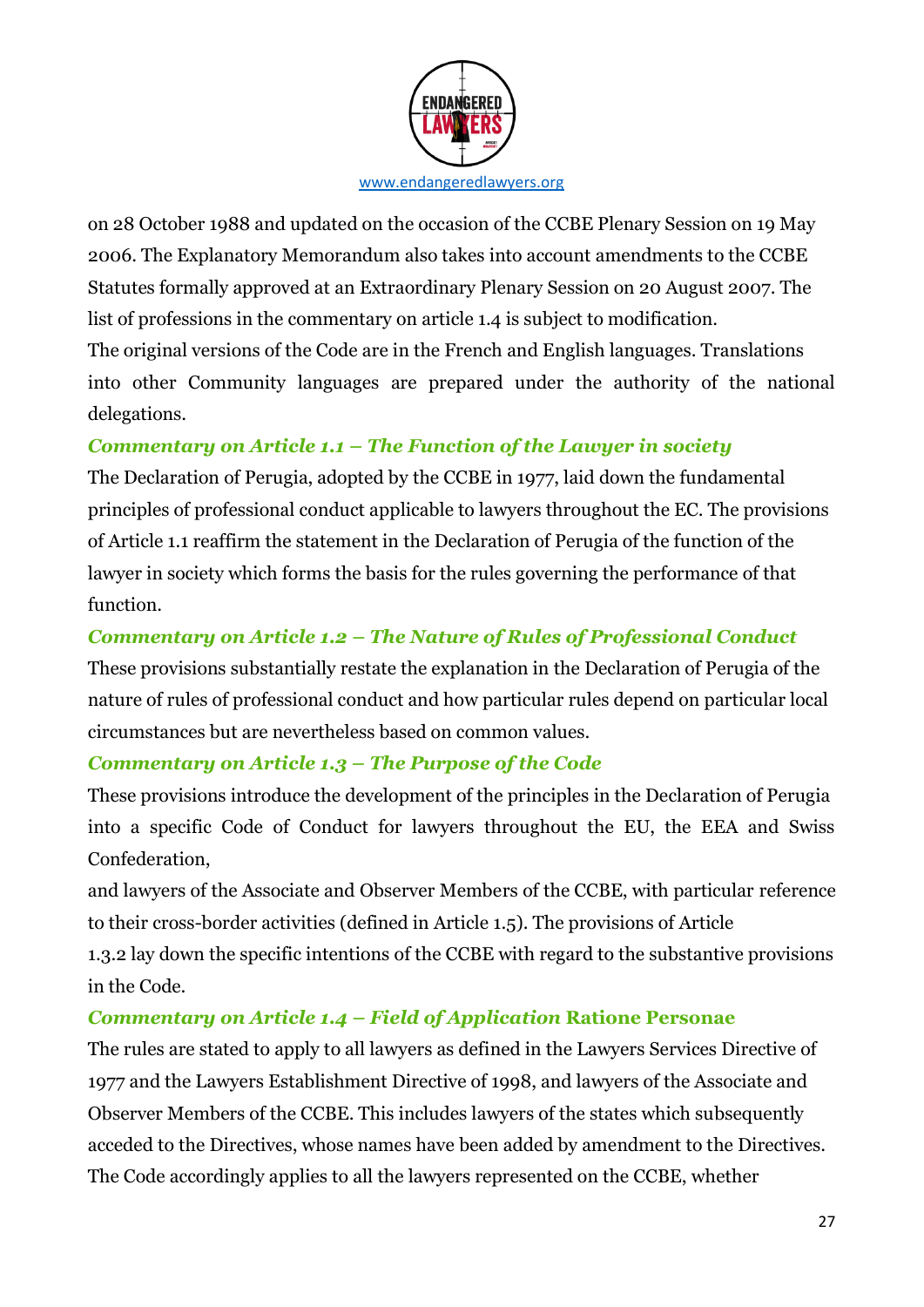on 28 October 1988 and updated on the occasion of the CCBE Plenary Session on 19 May 2006. The Explanatory Memorandum also takes into account amendments to the CCBE Statutes formally approved at an Extraordinary Plenary Session on 20 August 2007. The list of professions in the commentary on article 1.4 is subject to modification.
The original versions of the Code are in the French and English languages. Translations into other Community languages are prepared under the authority of the national delegations.

### *Commentary on Article 1.1 – The Function of the Lawyer in society*

The Declaration of Perugia, adopted by the CCBE in 1977, laid down the fundamental principles of professional conduct applicable to lawyers throughout the EC. The provisions of Article 1.1 reaffirm the statement in the Declaration of Perugia of the function of the lawyer in society which forms the basis for the rules governing the performance of that function.

### *Commentary on Article 1.2 – The Nature of Rules of Professional Conduct*

These provisions substantially restate the explanation in the Declaration of Perugia of the nature of rules of professional conduct and how particular rules depend on particular local circumstances but are nevertheless based on common values.

### *Commentary on Article 1.3 – The Purpose of the Code*

These provisions introduce the development of the principles in the Declaration of Perugia into a specific Code of Conduct for lawyers throughout the EU, the EEA and Swiss Confederation,

and lawyers of the Associate and Observer Members of the CCBE, with particular reference to their cross-border activities (defined in Article 1.5). The provisions of Article 1.3.2 lay down the specific intentions of the CCBE with regard to the substantive provisions in the Code.

### *Commentary on Article 1.4 – Field of Application* **Ratione Personae**

The rules are stated to apply to all lawyers as defined in the Lawyers Services Directive of 1977 and the Lawyers Establishment Directive of 1998, and lawyers of the Associate and Observer Members of the CCBE. This includes lawyers of the states which subsequently acceded to the Directives, whose names have been added by amendment to the Directives. The Code accordingly applies to all the lawyers represented on the CCBE, whether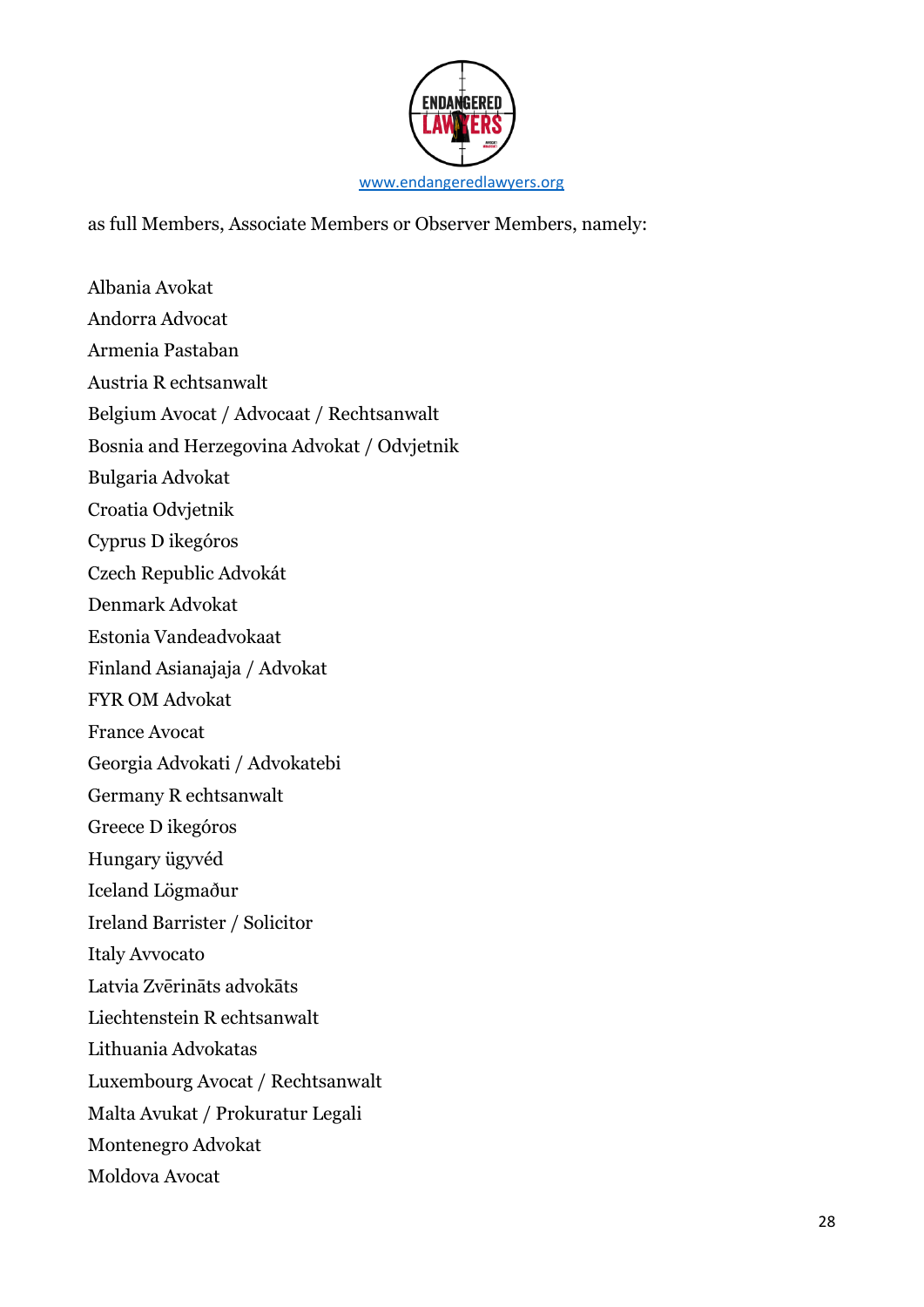as full Members, Associate Members or Observer Members, namely:

Albania Avokat
Andorra Advocat
Armenia Pastaban
Austria R echtsanwalt
Belgium Avocat / Advocaat / Rechtsanwalt
Bosnia and Herzegovina Advokat / Odvjetnik
Bulgaria Advokat
Croatia Odvjetnik
Cyprus D ikegóros
Czech Republic Advokát
Denmark Advokat
Estonia Vandeadvokaat
Finland Asianajaja / Advokat
FYR OM Advokat
France Avocat
Georgia Advokati / Advokatebi
Germany R echtsanwalt
Greece D ikegóros
Hungary ügyvéd
Iceland Lögmaður
Ireland Barrister / Solicitor
Italy Avvocato
Latvia Zvērināts advokāts
Liechtenstein R echtsanwalt
Lithuania Advokatas
Luxembourg Avocat / Rechtsanwalt
Malta Avukat / Prokuratur Legali
Montenegro Advokat
Moldova Avocat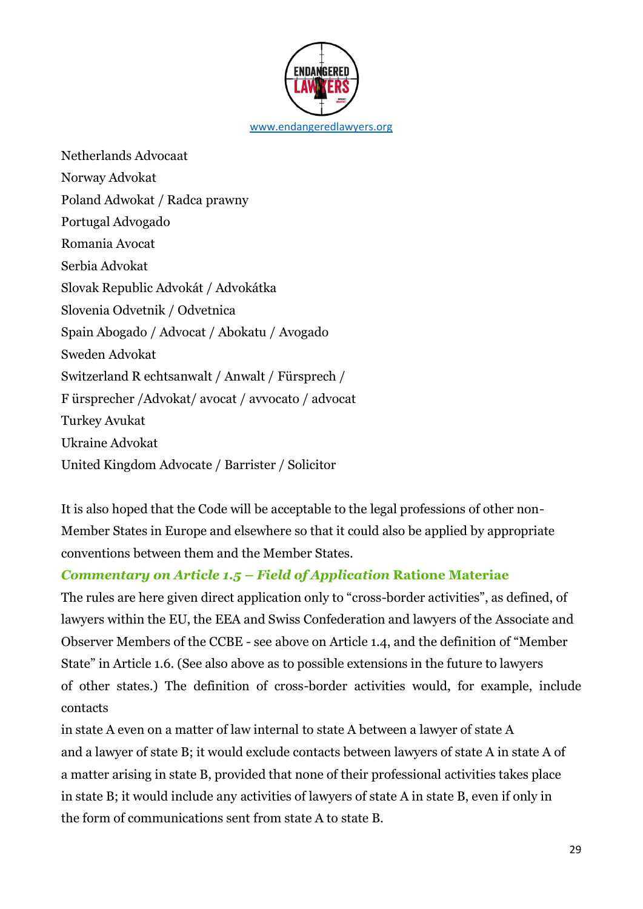Netherlands Advocaat

Norway Advokat

Poland Adwokat / Radca prawny

Portugal Advogado

Romania Avocat

Serbia Advokat

Slovak Republic Advokát / Advokátka

Slovenia Odvetnik / Odvetnica

Spain Abogado / Advocat / Abokatu / Avogado

Sweden Advokat

Switzerland R echtsanwalt / Anwalt / Fürsprech /

F ürsprecher /Advokat/ avocat / avvocato / advocat

Turkey Avukat

Ukraine Advokat

United Kingdom Advocate / Barrister / Solicitor

It is also hoped that the Code will be acceptable to the legal professions of other non-Member States in Europe and elsewhere so that it could also be applied by appropriate conventions between them and the Member States.

### *Commentary on Article 1.5 – Field of Application* **Ratione Materiae**

The rules are here given direct application only to "cross-border activities", as defined, of lawyers within the EU, the EEA and Swiss Confederation and lawyers of the Associate and Observer Members of the CCBE - see above on Article 1.4, and the definition of "Member State" in Article 1.6. (See also above as to possible extensions in the future to lawyers of other states.) The definition of cross-border activities would, for example, include contacts in state A even on a matter of law internal to state A between a lawyer of state A and a lawyer of state B; it would exclude contacts between lawyers of state A in state A of a matter arising in state B, provided that none of their professional activities takes place in state B; it would include any activities of lawyers of state A in state B, even if only in the form of communications sent from state A to state B.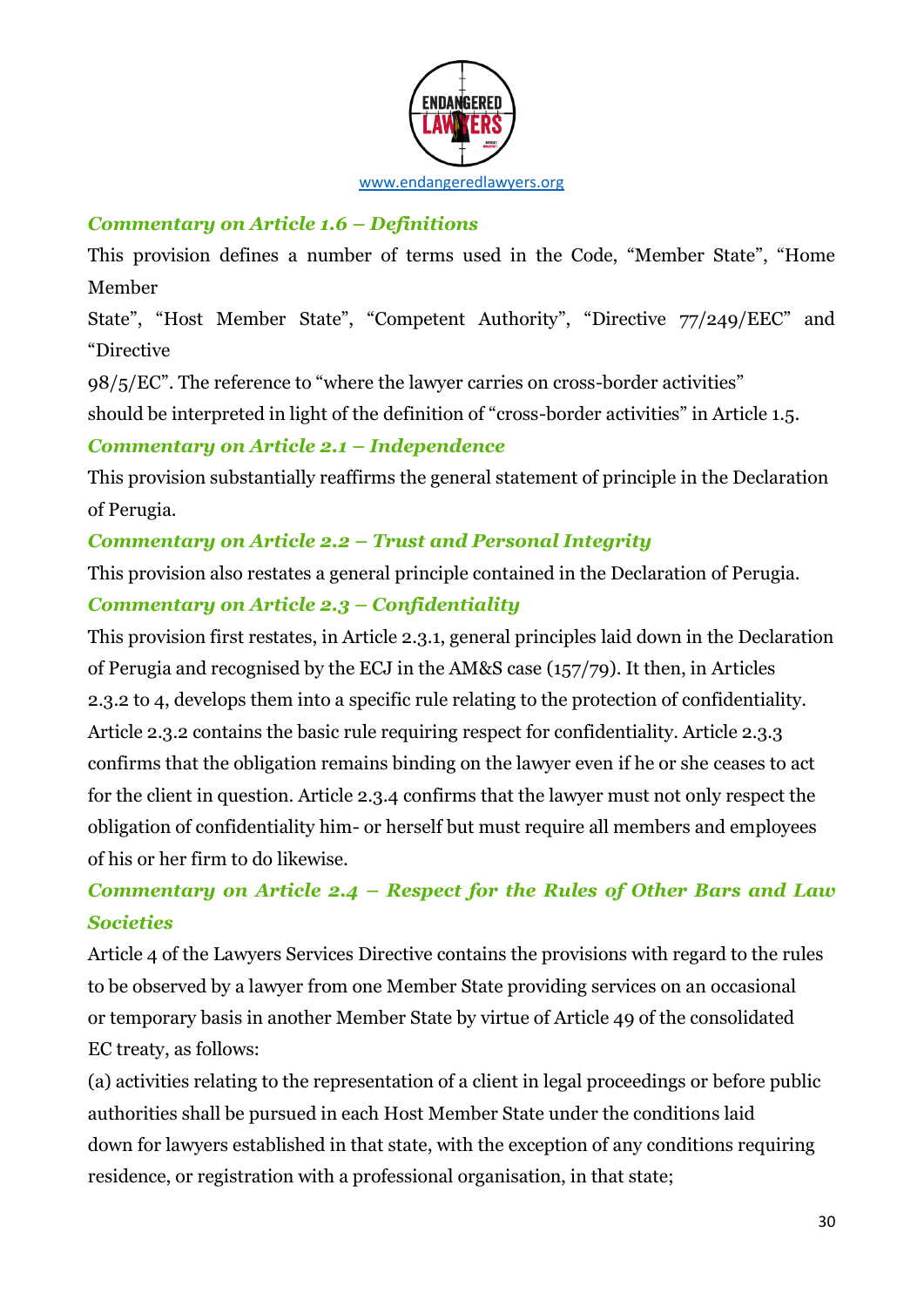***Commentary on Article 1.6 – Definitions***

This provision defines a number of terms used in the Code, "Member State", "Home Member State", "Host Member State", "Competent Authority", "Directive 77/249/EEC" and "Directive 98/5/EC". The reference to "where the lawyer carries on cross-border activities" should be interpreted in light of the definition of "cross-border activities" in Article 1.5.

***Commentary on Article 2.1 – Independence***

This provision substantially reaffirms the general statement of principle in the Declaration of Perugia.

***Commentary on Article 2.2 – Trust and Personal Integrity***

This provision also restates a general principle contained in the Declaration of Perugia.

***Commentary on Article 2.3 – Confidentiality***

This provision first restates, in Article 2.3.1, general principles laid down in the Declaration of Perugia and recognised by the ECJ in the AM&S case (157/79). It then, in Articles 2.3.2 to 4, develops them into a specific rule relating to the protection of confidentiality. Article 2.3.2 contains the basic rule requiring respect for confidentiality. Article 2.3.3 confirms that the obligation remains binding on the lawyer even if he or she ceases to act for the client in question. Article 2.3.4 confirms that the lawyer must not only respect the obligation of confidentiality him- or herself but must require all members and employees of his or her firm to do likewise.

***Commentary on Article 2.4 – Respect for the Rules of Other Bars and Law Societies***

Article 4 of the Lawyers Services Directive contains the provisions with regard to the rules to be observed by a lawyer from one Member State providing services on an occasional or temporary basis in another Member State by virtue of Article 49 of the consolidated EC treaty, as follows:

(a) activities relating to the representation of a client in legal proceedings or before public authorities shall be pursued in each Host Member State under the conditions laid down for lawyers established in that state, with the exception of any conditions requiring residence, or registration with a professional organisation, in that state;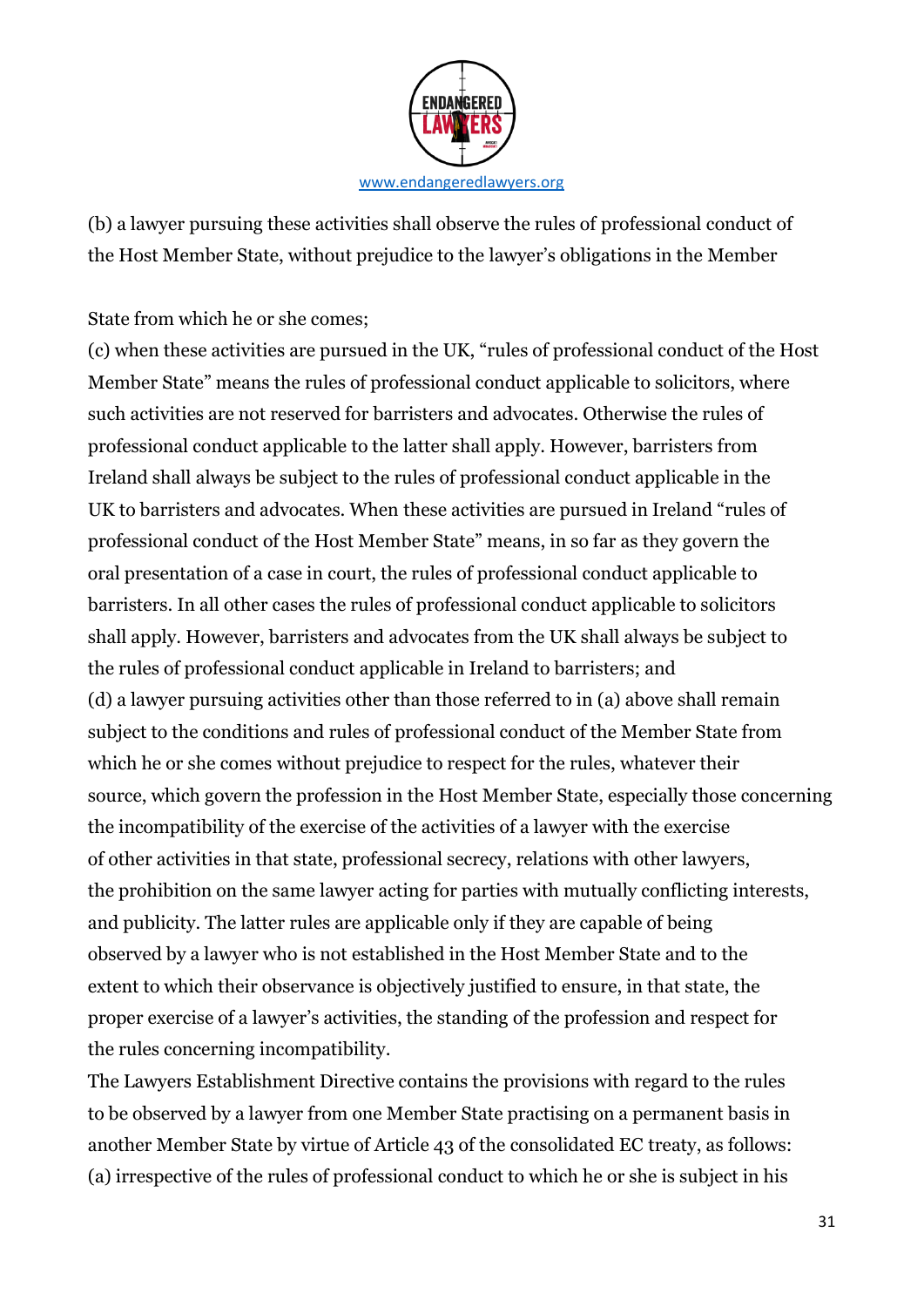(b) a lawyer pursuing these activities shall observe the rules of professional conduct of the Host Member State, without prejudice to the lawyer's obligations in the Member State from which he or she comes;

(c) when these activities are pursued in the UK, "rules of professional conduct of the Host Member State" means the rules of professional conduct applicable to solicitors, where such activities are not reserved for barristers and advocates. Otherwise the rules of professional conduct applicable to the latter shall apply. However, barristers from Ireland shall always be subject to the rules of professional conduct applicable in the UK to barristers and advocates. When these activities are pursued in Ireland "rules of professional conduct of the Host Member State" means, in so far as they govern the oral presentation of a case in court, the rules of professional conduct applicable to barristers. In all other cases the rules of professional conduct applicable to solicitors shall apply. However, barristers and advocates from the UK shall always be subject to the rules of professional conduct applicable in Ireland to barristers; and

(d) a lawyer pursuing activities other than those referred to in (a) above shall remain subject to the conditions and rules of professional conduct of the Member State from which he or she comes without prejudice to respect for the rules, whatever their source, which govern the profession in the Host Member State, especially those concerning the incompatibility of the exercise of the activities of a lawyer with the exercise of other activities in that state, professional secrecy, relations with other lawyers, the prohibition on the same lawyer acting for parties with mutually conflicting interests, and publicity. The latter rules are applicable only if they are capable of being observed by a lawyer who is not established in the Host Member State and to the extent to which their observance is objectively justified to ensure, in that state, the proper exercise of a lawyer's activities, the standing of the profession and respect for the rules concerning incompatibility.

The Lawyers Establishment Directive contains the provisions with regard to the rules to be observed by a lawyer from one Member State practising on a permanent basis in another Member State by virtue of Article 43 of the consolidated EC treaty, as follows:

(a) irrespective of the rules of professional conduct to which he or she is subject in his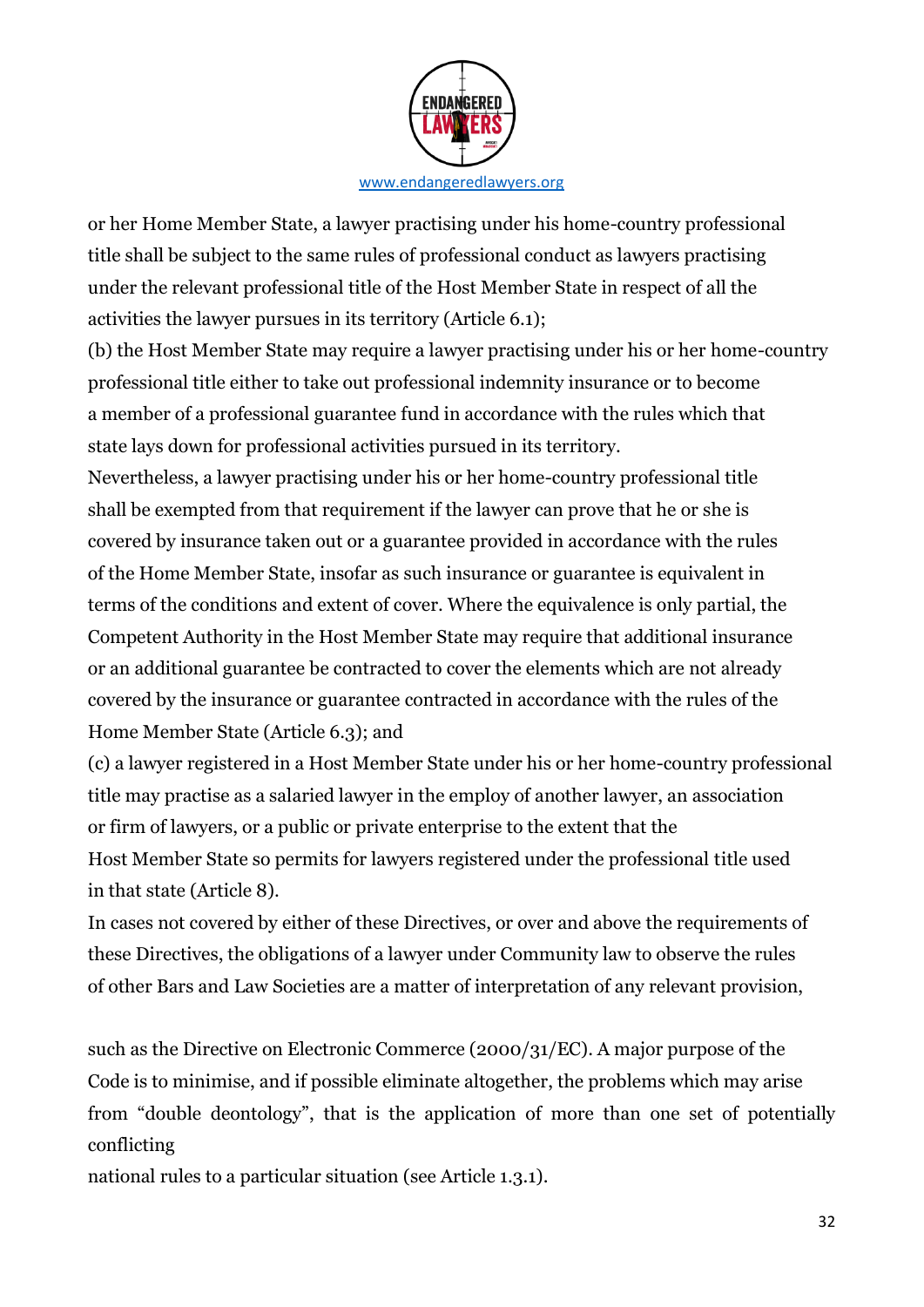or her Home Member State, a lawyer practising under his home-country professional title shall be subject to the same rules of professional conduct as lawyers practising under the relevant professional title of the Host Member State in respect of all the activities the lawyer pursues in its territory (Article 6.1);

(b) the Host Member State may require a lawyer practising under his or her home-country professional title either to take out professional indemnity insurance or to become a member of a professional guarantee fund in accordance with the rules which that state lays down for professional activities pursued in its territory.

Nevertheless, a lawyer practising under his or her home-country professional title shall be exempted from that requirement if the lawyer can prove that he or she is covered by insurance taken out or a guarantee provided in accordance with the rules of the Home Member State, insofar as such insurance or guarantee is equivalent in terms of the conditions and extent of cover. Where the equivalence is only partial, the Competent Authority in the Host Member State may require that additional insurance or an additional guarantee be contracted to cover the elements which are not already covered by the insurance or guarantee contracted in accordance with the rules of the Home Member State (Article 6.3); and

(c) a lawyer registered in a Host Member State under his or her home-country professional title may practise as a salaried lawyer in the employ of another lawyer, an association or firm of lawyers, or a public or private enterprise to the extent that the Host Member State so permits for lawyers registered under the professional title used in that state (Article 8).

In cases not covered by either of these Directives, or over and above the requirements of these Directives, the obligations of a lawyer under Community law to observe the rules of other Bars and Law Societies are a matter of interpretation of any relevant provision, such as the Directive on Electronic Commerce (2000/31/EC). A major purpose of the Code is to minimise, and if possible eliminate altogether, the problems which may arise from "double deontology", that is the application of more than one set of potentially conflicting national rules to a particular situation (see Article 1.3.1).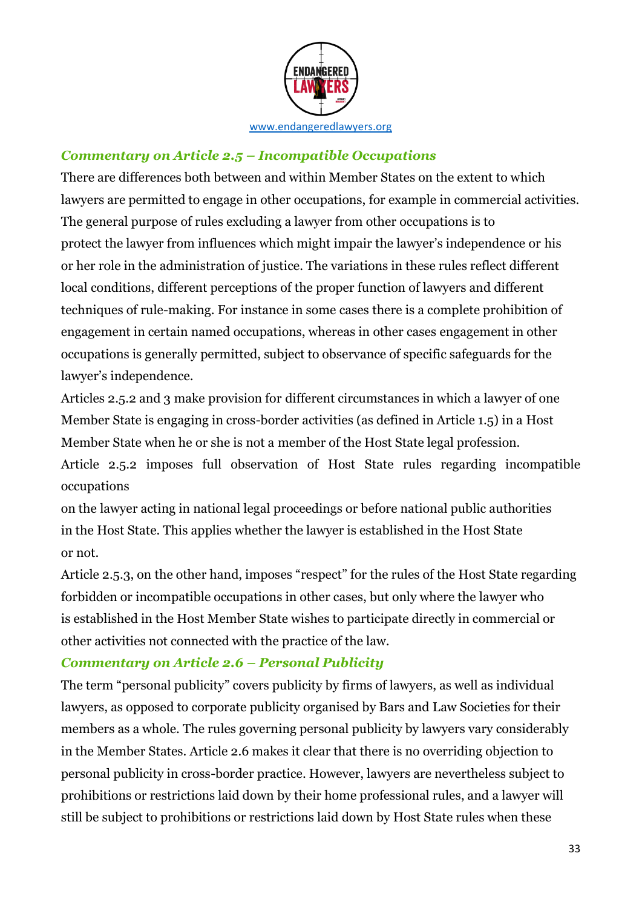### *Commentary on Article 2.5 – Incompatible Occupations*

There are differences both between and within Member States on the extent to which lawyers are permitted to engage in other occupations, for example in commercial activities. The general purpose of rules excluding a lawyer from other occupations is to protect the lawyer from influences which might impair the lawyer's independence or his or her role in the administration of justice. The variations in these rules reflect different local conditions, different perceptions of the proper function of lawyers and different techniques of rule-making. For instance in some cases there is a complete prohibition of engagement in certain named occupations, whereas in other cases engagement in other occupations is generally permitted, subject to observance of specific safeguards for the lawyer's independence.

Articles 2.5.2 and 3 make provision for different circumstances in which a lawyer of one Member State is engaging in cross-border activities (as defined in Article 1.5) in a Host Member State when he or she is not a member of the Host State legal profession.

Article 2.5.2 imposes full observation of Host State rules regarding incompatible occupations on the lawyer acting in national legal proceedings or before national public authorities in the Host State. This applies whether the lawyer is established in the Host State or not.

Article 2.5.3, on the other hand, imposes "respect" for the rules of the Host State regarding forbidden or incompatible occupations in other cases, but only where the lawyer who is established in the Host Member State wishes to participate directly in commercial or other activities not connected with the practice of the law.

### *Commentary on Article 2.6 – Personal Publicity*

The term "personal publicity" covers publicity by firms of lawyers, as well as individual lawyers, as opposed to corporate publicity organised by Bars and Law Societies for their members as a whole. The rules governing personal publicity by lawyers vary considerably in the Member States. Article 2.6 makes it clear that there is no overriding objection to personal publicity in cross-border practice. However, lawyers are nevertheless subject to prohibitions or restrictions laid down by their home professional rules, and a lawyer will still be subject to prohibitions or restrictions laid down by Host State rules when these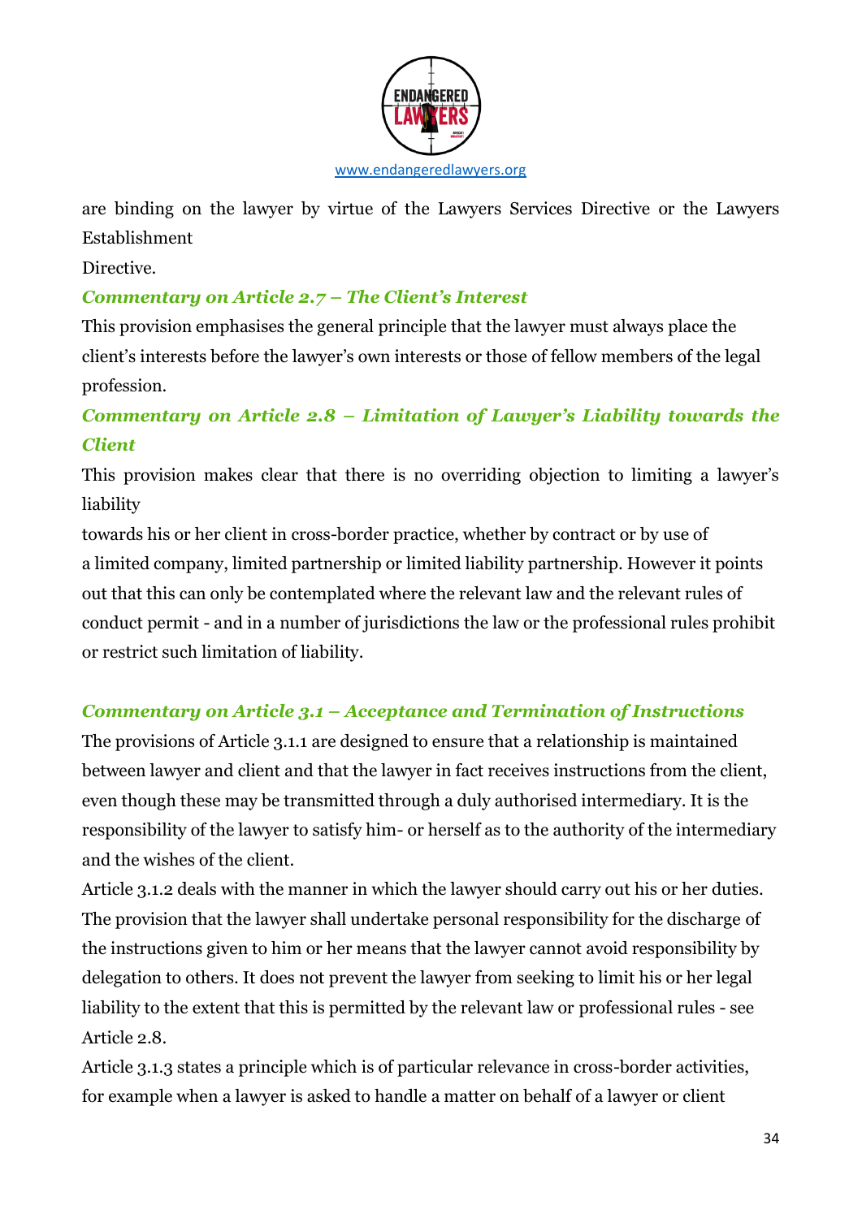are binding on the lawyer by virtue of the Lawyers Services Directive or the Lawyers Establishment Directive.

### *Commentary on Article 2.7 – The Client's Interest*

This provision emphasises the general principle that the lawyer must always place the client's interests before the lawyer's own interests or those of fellow members of the legal profession.

### *Commentary on Article 2.8 – Limitation of Lawyer's Liability towards the Client*

This provision makes clear that there is no overriding objection to limiting a lawyer's liability towards his or her client in cross-border practice, whether by contract or by use of a limited company, limited partnership or limited liability partnership. However it points out that this can only be contemplated where the relevant law and the relevant rules of conduct permit - and in a number of jurisdictions the law or the professional rules prohibit or restrict such limitation of liability.

### *Commentary on Article 3.1 – Acceptance and Termination of Instructions*

The provisions of Article 3.1.1 are designed to ensure that a relationship is maintained between lawyer and client and that the lawyer in fact receives instructions from the client, even though these may be transmitted through a duly authorised intermediary. It is the responsibility of the lawyer to satisfy him- or herself as to the authority of the intermediary and the wishes of the client.

Article 3.1.2 deals with the manner in which the lawyer should carry out his or her duties. The provision that the lawyer shall undertake personal responsibility for the discharge of the instructions given to him or her means that the lawyer cannot avoid responsibility by delegation to others. It does not prevent the lawyer from seeking to limit his or her legal liability to the extent that this is permitted by the relevant law or professional rules - see Article 2.8.

Article 3.1.3 states a principle which is of particular relevance in cross-border activities, for example when a lawyer is asked to handle a matter on behalf of a lawyer or client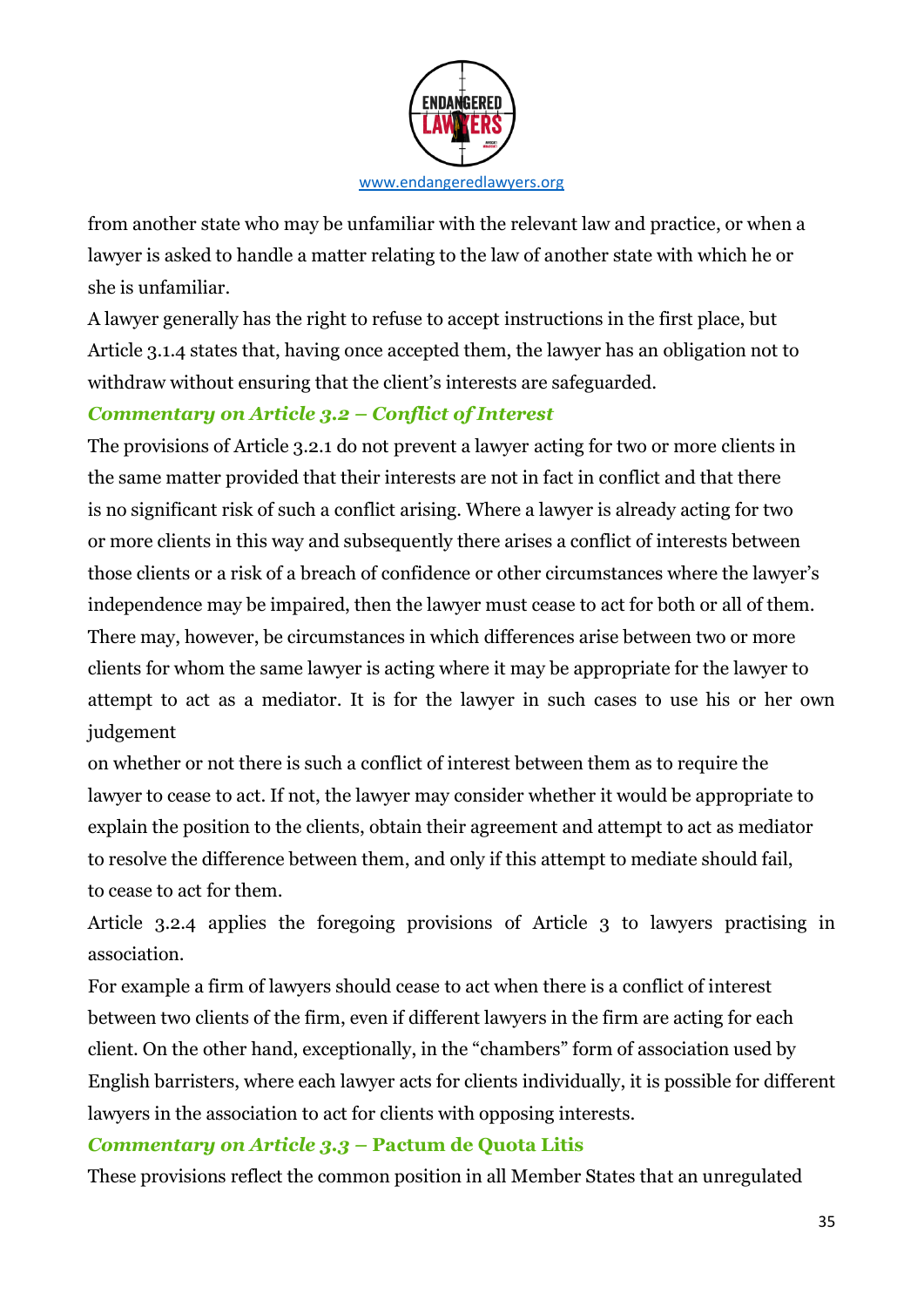from another state who may be unfamiliar with the relevant law and practice, or when a lawyer is asked to handle a matter relating to the law of another state with which he or she is unfamiliar.

A lawyer generally has the right to refuse to accept instructions in the first place, but Article 3.1.4 states that, having once accepted them, the lawyer has an obligation not to withdraw without ensuring that the client's interests are safeguarded.

### *Commentary on Article 3.2 – Conflict of Interest*

The provisions of Article 3.2.1 do not prevent a lawyer acting for two or more clients in the same matter provided that their interests are not in fact in conflict and that there is no significant risk of such a conflict arising. Where a lawyer is already acting for two or more clients in this way and subsequently there arises a conflict of interests between those clients or a risk of a breach of confidence or other circumstances where the lawyer's independence may be impaired, then the lawyer must cease to act for both or all of them. There may, however, be circumstances in which differences arise between two or more clients for whom the same lawyer is acting where it may be appropriate for the lawyer to attempt to act as a mediator. It is for the lawyer in such cases to use his or her own judgement on whether or not there is such a conflict of interest between them as to require the lawyer to cease to act. If not, the lawyer may consider whether it would be appropriate to explain the position to the clients, obtain their agreement and attempt to act as mediator to resolve the difference between them, and only if this attempt to mediate should fail, to cease to act for them.

Article 3.2.4 applies the foregoing provisions of Article 3 to lawyers practising in association.

For example a firm of lawyers should cease to act when there is a conflict of interest between two clients of the firm, even if different lawyers in the firm are acting for each client. On the other hand, exceptionally, in the "chambers" form of association used by English barristers, where each lawyer acts for clients individually, it is possible for different lawyers in the association to act for clients with opposing interests.

### *Commentary on Article 3.3 – Pactum de Quota Litis*

These provisions reflect the common position in all Member States that an unregulated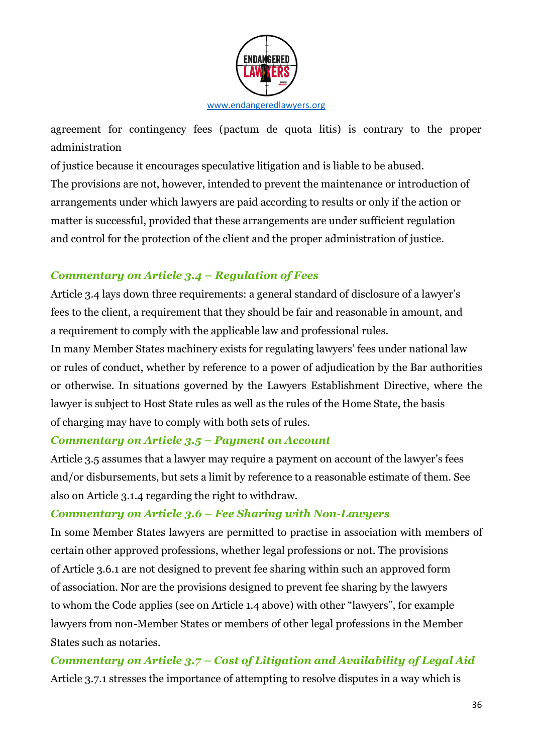agreement for contingency fees (pactum de quota litis) is contrary to the proper administration of justice because it encourages speculative litigation and is liable to be abused.

The provisions are not, however, intended to prevent the maintenance or introduction of arrangements under which lawyers are paid according to results or only if the action or matter is successful, provided that these arrangements are under sufficient regulation and control for the protection of the client and the proper administration of justice.

### *Commentary on Article 3.4 – Regulation of Fees*

Article 3.4 lays down three requirements: a general standard of disclosure of a lawyer's fees to the client, a requirement that they should be fair and reasonable in amount, and a requirement to comply with the applicable law and professional rules.

In many Member States machinery exists for regulating lawyers' fees under national law or rules of conduct, whether by reference to a power of adjudication by the Bar authorities or otherwise. In situations governed by the Lawyers Establishment Directive, where the lawyer is subject to Host State rules as well as the rules of the Home State, the basis of charging may have to comply with both sets of rules.

### *Commentary on Article 3.5 – Payment on Account*

Article 3.5 assumes that a lawyer may require a payment on account of the lawyer's fees and/or disbursements, but sets a limit by reference to a reasonable estimate of them. See also on Article 3.1.4 regarding the right to withdraw.

### *Commentary on Article 3.6 – Fee Sharing with Non-Lawyers*

In some Member States lawyers are permitted to practise in association with members of certain other approved professions, whether legal professions or not. The provisions of Article 3.6.1 are not designed to prevent fee sharing within such an approved form of association. Nor are the provisions designed to prevent fee sharing by the lawyers to whom the Code applies (see on Article 1.4 above) with other "lawyers", for example lawyers from non-Member States or members of other legal professions in the Member States such as notaries.

### *Commentary on Article 3.7 – Cost of Litigation and Availability of Legal Aid*

Article 3.7.1 stresses the importance of attempting to resolve disputes in a way which is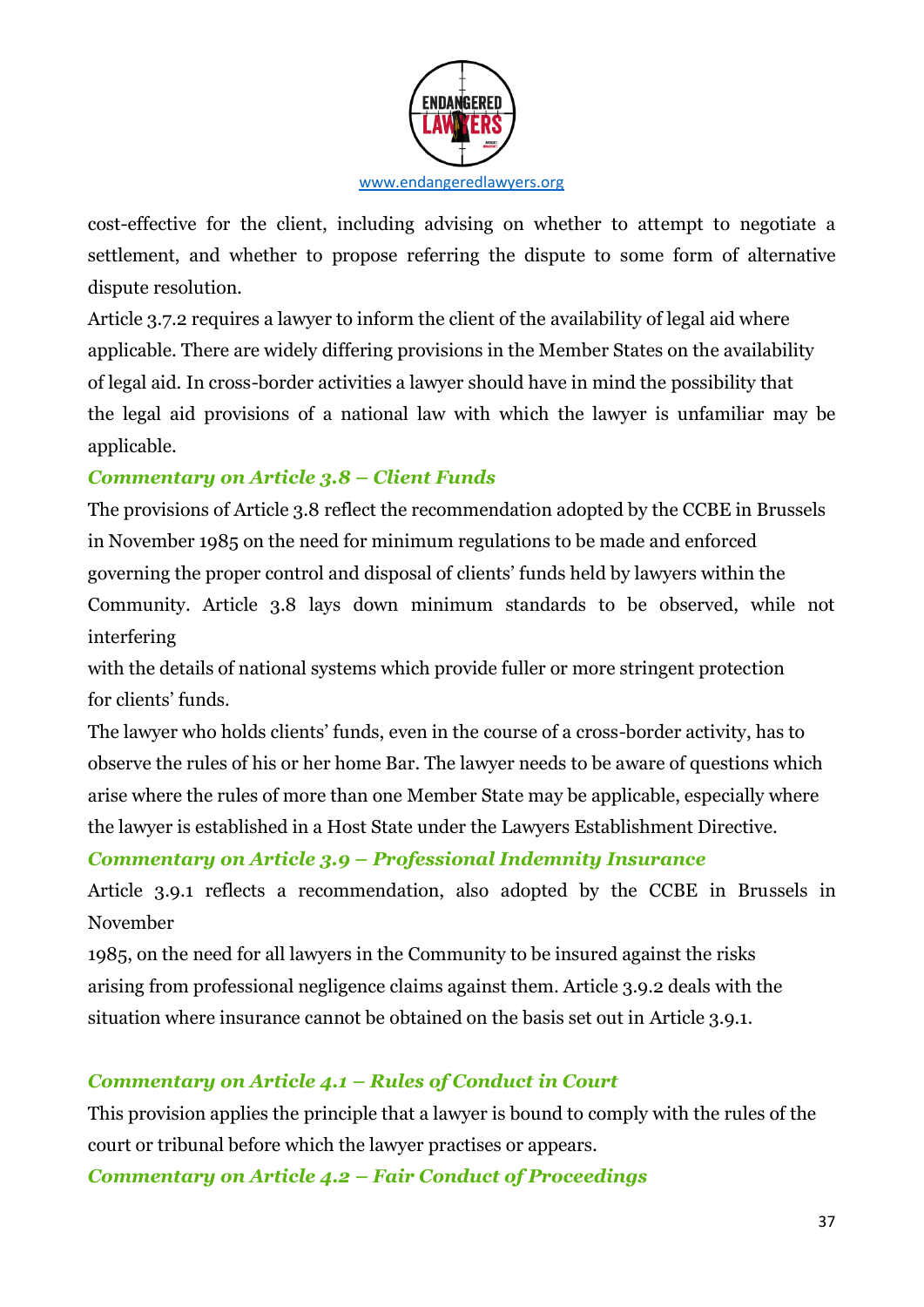cost-effective for the client, including advising on whether to attempt to negotiate a settlement, and whether to propose referring the dispute to some form of alternative dispute resolution.

Article 3.7.2 requires a lawyer to inform the client of the availability of legal aid where applicable. There are widely differing provisions in the Member States on the availability of legal aid. In cross-border activities a lawyer should have in mind the possibility that the legal aid provisions of a national law with which the lawyer is unfamiliar may be applicable.

***Commentary on Article 3.8 – Client Funds***

The provisions of Article 3.8 reflect the recommendation adopted by the CCBE in Brussels in November 1985 on the need for minimum regulations to be made and enforced governing the proper control and disposal of clients' funds held by lawyers within the Community. Article 3.8 lays down minimum standards to be observed, while not interfering with the details of national systems which provide fuller or more stringent protection for clients' funds.

The lawyer who holds clients' funds, even in the course of a cross-border activity, has to observe the rules of his or her home Bar. The lawyer needs to be aware of questions which arise where the rules of more than one Member State may be applicable, especially where the lawyer is established in a Host State under the Lawyers Establishment Directive.

***Commentary on Article 3.9 – Professional Indemnity Insurance***

Article 3.9.1 reflects a recommendation, also adopted by the CCBE in Brussels in November 1985, on the need for all lawyers in the Community to be insured against the risks arising from professional negligence claims against them. Article 3.9.2 deals with the situation where insurance cannot be obtained on the basis set out in Article 3.9.1.

***Commentary on Article 4.1 – Rules of Conduct in Court***

This provision applies the principle that a lawyer is bound to comply with the rules of the court or tribunal before which the lawyer practises or appears.

***Commentary on Article 4.2 – Fair Conduct of Proceedings***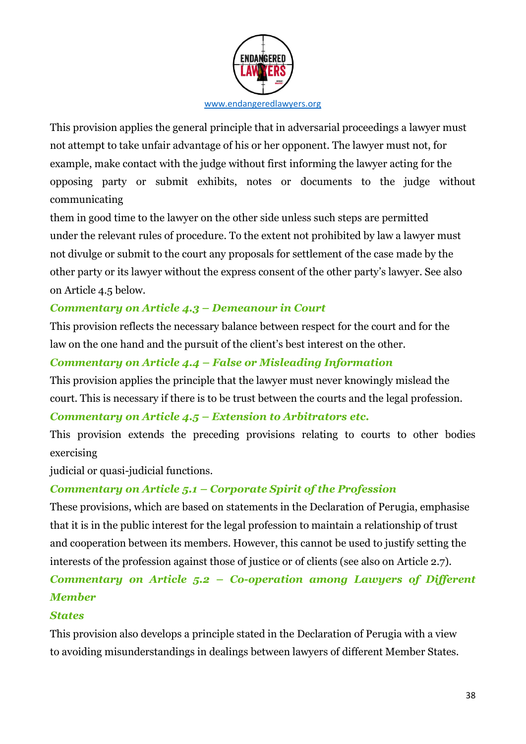This provision applies the general principle that in adversarial proceedings a lawyer must not attempt to take unfair advantage of his or her opponent. The lawyer must not, for example, make contact with the judge without first informing the lawyer acting for the opposing party or submit exhibits, notes or documents to the judge without communicating them in good time to the lawyer on the other side unless such steps are permitted under the relevant rules of procedure. To the extent not prohibited by law a lawyer must not divulge or submit to the court any proposals for settlement of the case made by the other party or its lawyer without the express consent of the other party's lawyer. See also on Article 4.5 below.

### *Commentary on Article 4.3 – Demeanour in Court*

This provision reflects the necessary balance between respect for the court and for the law on the one hand and the pursuit of the client's best interest on the other.

### *Commentary on Article 4.4 – False or Misleading Information*

This provision applies the principle that the lawyer must never knowingly mislead the court. This is necessary if there is to be trust between the courts and the legal profession.

### *Commentary on Article 4.5 – Extension to Arbitrators etc.*

This provision extends the preceding provisions relating to courts to other bodies exercising judicial or quasi-judicial functions.

### *Commentary on Article 5.1 – Corporate Spirit of the Profession*

These provisions, which are based on statements in the Declaration of Perugia, emphasise that it is in the public interest for the legal profession to maintain a relationship of trust and cooperation between its members. However, this cannot be used to justify setting the interests of the profession against those of justice or of clients (see also on Article 2.7).

### *Commentary on Article 5.2 – Co-operation among Lawyers of Different Member States*

This provision also develops a principle stated in the Declaration of Perugia with a view to avoiding misunderstandings in dealings between lawyers of different Member States.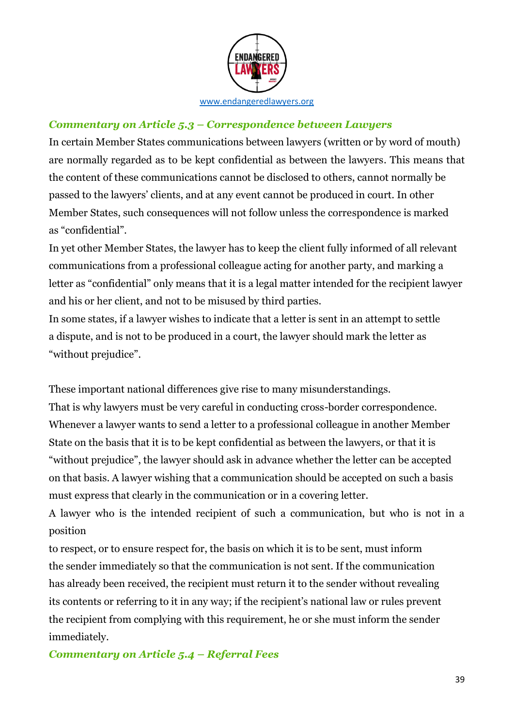### *Commentary on Article 5.3 – Correspondence between Lawyers*

In certain Member States communications between lawyers (written or by word of mouth) are normally regarded as to be kept confidential as between the lawyers. This means that the content of these communications cannot be disclosed to others, cannot normally be passed to the lawyers' clients, and at any event cannot be produced in court. In other Member States, such consequences will not follow unless the correspondence is marked as "confidential".

In yet other Member States, the lawyer has to keep the client fully informed of all relevant communications from a professional colleague acting for another party, and marking a letter as "confidential" only means that it is a legal matter intended for the recipient lawyer and his or her client, and not to be misused by third parties.

In some states, if a lawyer wishes to indicate that a letter is sent in an attempt to settle a dispute, and is not to be produced in a court, the lawyer should mark the letter as "without prejudice".

These important national differences give rise to many misunderstandings.

That is why lawyers must be very careful in conducting cross-border correspondence. Whenever a lawyer wants to send a letter to a professional colleague in another Member State on the basis that it is to be kept confidential as between the lawyers, or that it is "without prejudice", the lawyer should ask in advance whether the letter can be accepted on that basis. A lawyer wishing that a communication should be accepted on such a basis must express that clearly in the communication or in a covering letter.

A lawyer who is the intended recipient of such a communication, but who is not in a position to respect, or to ensure respect for, the basis on which it is to be sent, must inform the sender immediately so that the communication is not sent. If the communication has already been received, the recipient must return it to the sender without revealing its contents or referring to it in any way; if the recipient's national law or rules prevent the recipient from complying with this requirement, he or she must inform the sender immediately.

### *Commentary on Article 5.4 – Referral Fees*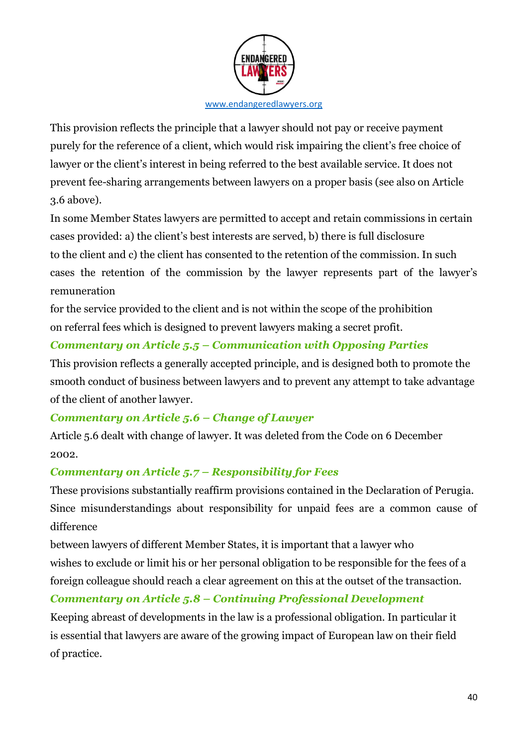This provision reflects the principle that a lawyer should not pay or receive payment purely for the reference of a client, which would risk impairing the client's free choice of lawyer or the client's interest in being referred to the best available service. It does not prevent fee-sharing arrangements between lawyers on a proper basis (see also on Article 3.6 above).

In some Member States lawyers are permitted to accept and retain commissions in certain cases provided: a) the client's best interests are served, b) there is full disclosure to the client and c) the client has consented to the retention of the commission. In such cases the retention of the commission by the lawyer represents part of the lawyer's remuneration for the service provided to the client and is not within the scope of the prohibition on referral fees which is designed to prevent lawyers making a secret profit.

### *Commentary on Article 5.5 – Communication with Opposing Parties*

This provision reflects a generally accepted principle, and is designed both to promote the smooth conduct of business between lawyers and to prevent any attempt to take advantage of the client of another lawyer.

### *Commentary on Article 5.6 – Change of Lawyer*

Article 5.6 dealt with change of lawyer. It was deleted from the Code on 6 December 2002.

### *Commentary on Article 5.7 – Responsibility for Fees*

These provisions substantially reaffirm provisions contained in the Declaration of Perugia. Since misunderstandings about responsibility for unpaid fees are a common cause of difference between lawyers of different Member States, it is important that a lawyer who wishes to exclude or limit his or her personal obligation to be responsible for the fees of a foreign colleague should reach a clear agreement on this at the outset of the transaction.

### *Commentary on Article 5.8 – Continuing Professional Development*

Keeping abreast of developments in the law is a professional obligation. In particular it is essential that lawyers are aware of the growing impact of European law on their field of practice.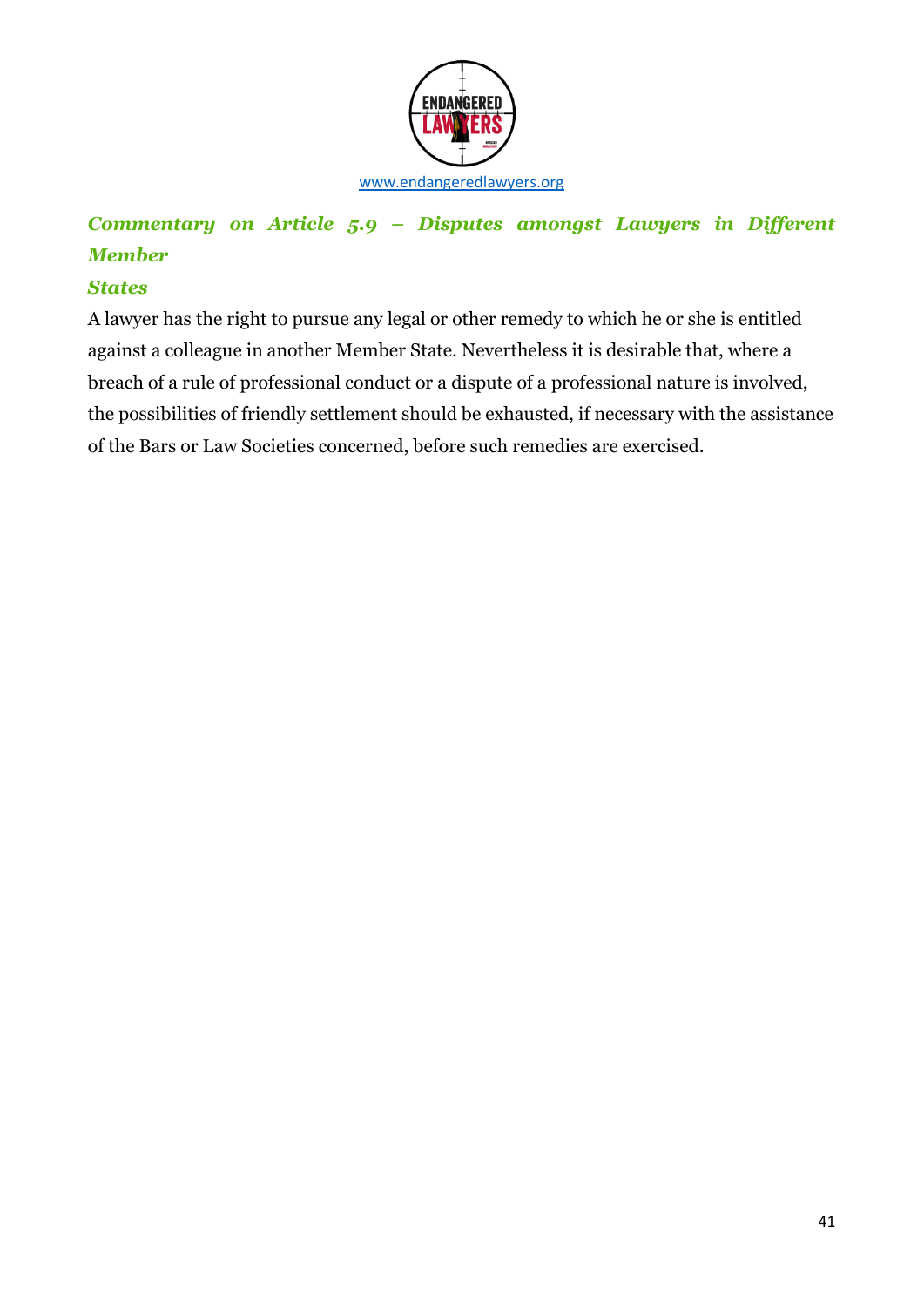www.endangeredlawyers.org

### *Commentary on Article 5.9 – Disputes amongst Lawyers in Different Member States*

A lawyer has the right to pursue any legal or other remedy to which he or she is entitled against a colleague in another Member State. Nevertheless it is desirable that, where a breach of a rule of professional conduct or a dispute of a professional nature is involved, the possibilities of friendly settlement should be exhausted, if necessary with the assistance of the Bars or Law Societies concerned, before such remedies are exercised.